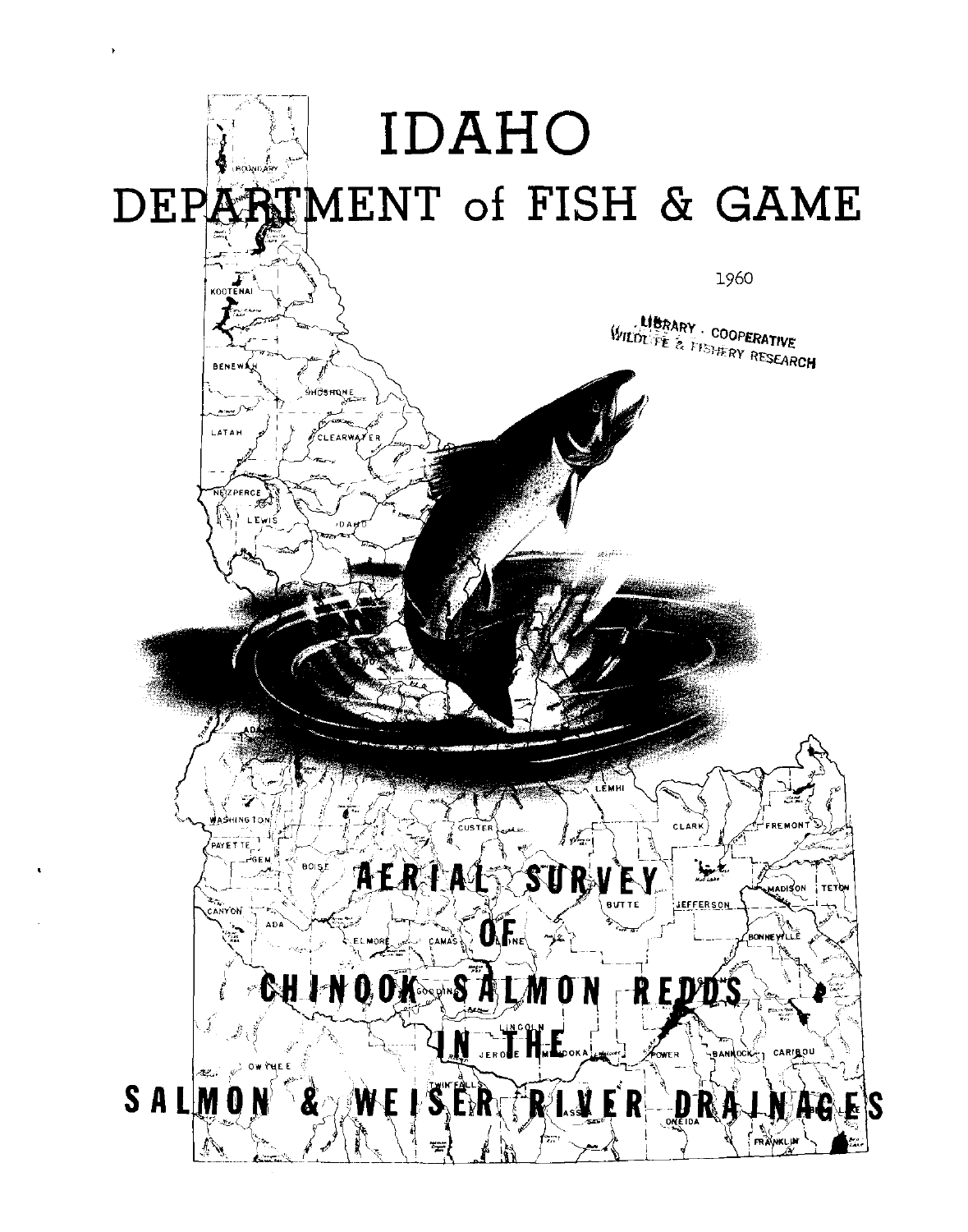# IDAHO

# DEPARTMENT of FISH & GAME

1960

LIBRARY · COOPERATIVE WILDLIFE & FISHERY RESEARCH

# AERIAL SURVEY OF CHINOOK SALMON REDDS IN THE SALMON & WEISER RIVER DRAINAGES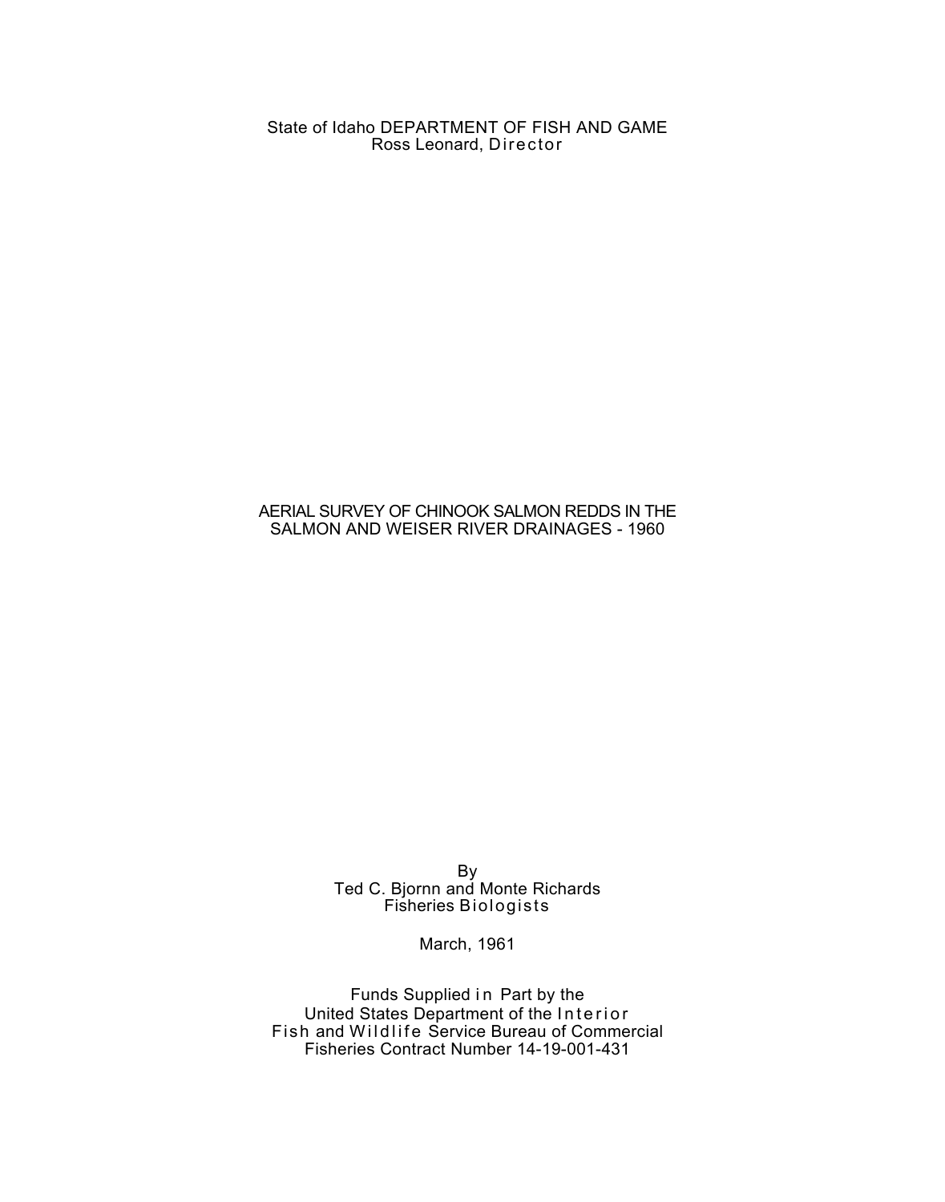State of Idaho DEPARTMENT OF FISH AND GAME
Ross Leonard, Director

# AERIAL SURVEY OF CHINOOK SALMON REDDS IN THE SALMON AND WEISER RIVER DRAINAGES - 1960

By
Ted C. Bjornn and Monte Richards
Fisheries Biologists

March, 1961

Funds Supplied in Part by the
United States Department of the Interior
Fish and Wildlife Service Bureau of Commercial Fisheries Contract Number 14-19-001-431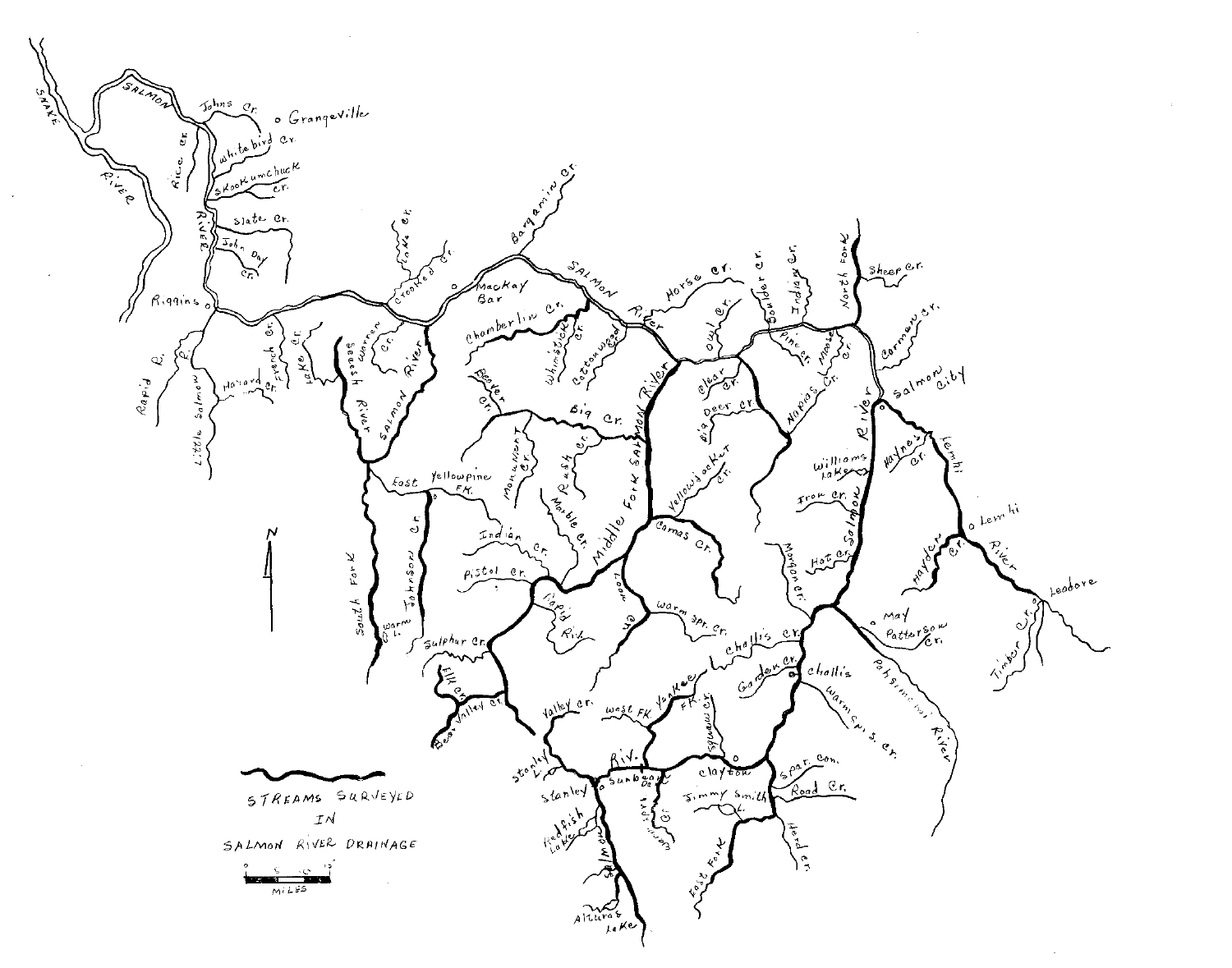STREAMS SURVEYED IN SALMON RIVER DRAINAGE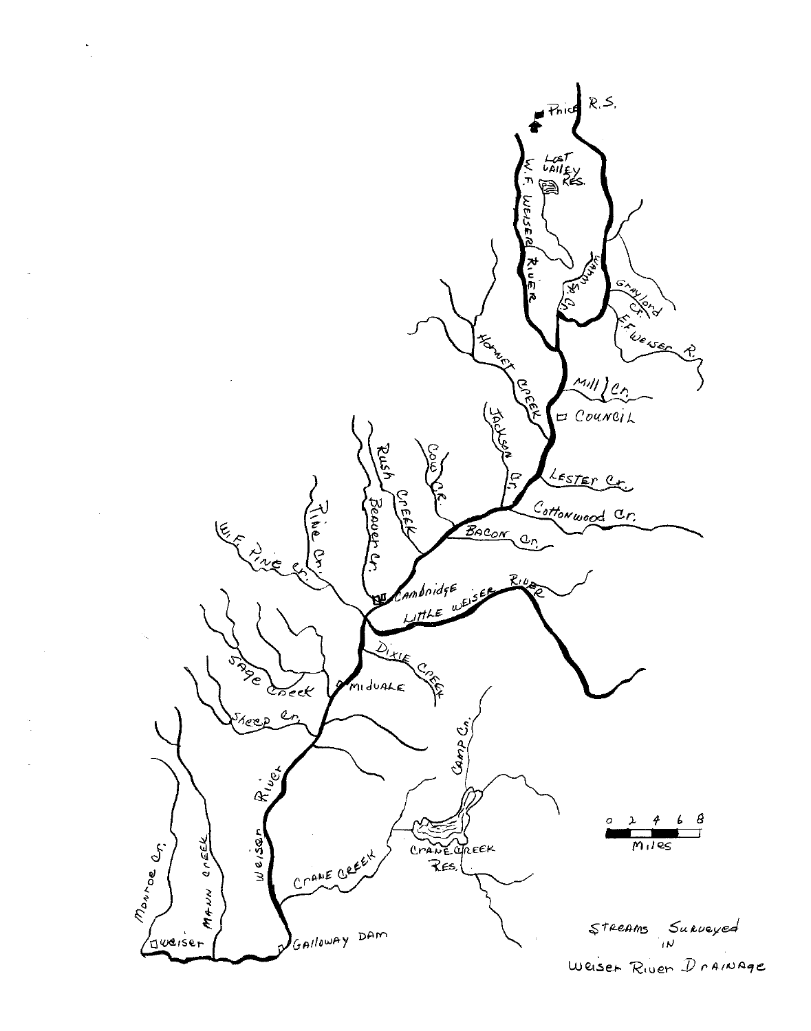Streams Surveyed in Weiser River Drainage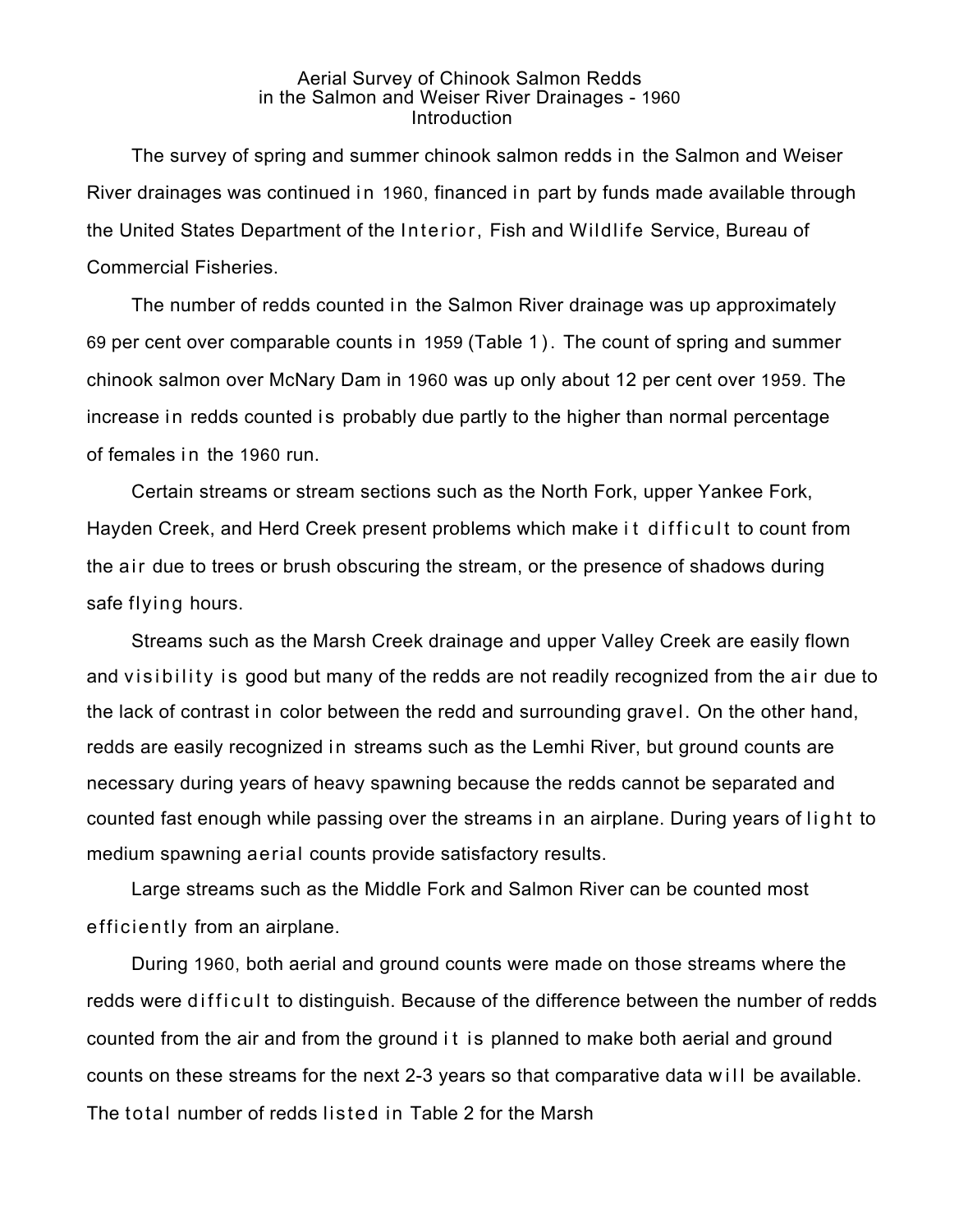# Aerial Survey of Chinook Salmon Redds in the Salmon and Weiser River Drainages - 1960

## Introduction

The survey of spring and summer chinook salmon redds in the Salmon and Weiser River drainages was continued in 1960, financed in part by funds made available through the United States Department of the Interior, Fish and Wildlife Service, Bureau of Commercial Fisheries.

The number of redds counted in the Salmon River drainage was up approximately 69 per cent over comparable counts in 1959 (Table 1). The count of spring and summer chinook salmon over McNary Dam in 1960 was up only about 12 per cent over 1959. The increase in redds counted is probably due partly to the higher than normal percentage of females in the 1960 run.

Certain streams or stream sections such as the North Fork, upper Yankee Fork, Hayden Creek, and Herd Creek present problems which make it difficult to count from the air due to trees or brush obscuring the stream, or the presence of shadows during safe flying hours.

Streams such as the Marsh Creek drainage and upper Valley Creek are easily flown and visibility is good but many of the redds are not readily recognized from the air due to the lack of contrast in color between the redd and surrounding gravel. On the other hand, redds are easily recognized in streams such as the Lemhi River, but ground counts are necessary during years of heavy spawning because the redds cannot be separated and counted fast enough while passing over the streams in an airplane. During years of light to medium spawning aerial counts provide satisfactory results.

Large streams such as the Middle Fork and Salmon River can be counted most efficiently from an airplane.

During 1960, both aerial and ground counts were made on those streams where the redds were difficult to distinguish. Because of the difference between the number of redds counted from the air and from the ground it is planned to make both aerial and ground counts on these streams for the next 2-3 years so that comparative data will be available. The total number of redds listed in Table 2 for the Marsh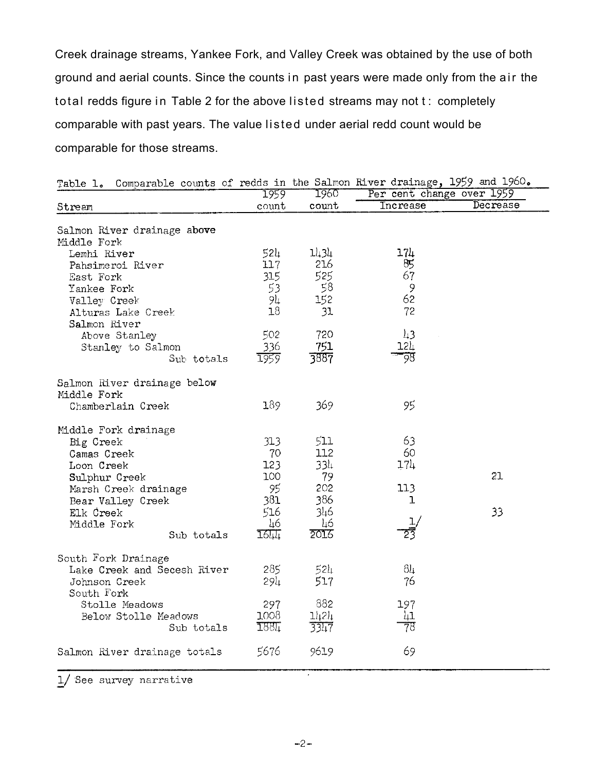Creek drainage streams, Yankee Fork, and Valley Creek was obtained by the use of both ground and aerial counts. Since the counts in past years were made only from the air the total redds figure in Table 2 for the above listed streams may not t: completely comparable with past years. The value listed under aerial redd count would be comparable for those streams.

Table 1. Comparable counts of redds in the Salmon River drainage, 1959 and 1960.

| Stream | 1959 count | 1960 count | Per cent change over 1959 Increase | Decrease |
|---|---|---|---|---|
| Salmon River drainage above Middle Fork | | | | |
| Lemhi River | 524 | 1434 | 174 | |
| Pahsimeroi River | 117 | 216 | 85 | |
| East Fork | 315 | 525 | 67 | |
| Yankee Fork | 53 | 58 | 9 | |
| Valley Creek | 94 | 152 | 62 | |
| Alturas Lake Creek | 18 | 31 | 72 | |
| Salmon River | | | | |
| Above Stanley | 502 | 720 | 43 | |
| Stanley to Salmon | 336 | 751 | 124 | |
| Sub totals | 1959 | 3887 | 98 | |
| Salmon River drainage below Middle Fork | | | | |
| Chamberlain Creek | 189 | 369 | 95 | |
| Middle Fork drainage | | | | |
| Big Creek | 313 | 511 | 63 | |
| Camas Creek | 70 | 112 | 60 | |
| Loon Creek | 123 | 334 | 174 | |
| Sulphur Creek | 100 | 79 | | 21 |
| Marsh Creek drainage | 95 | 202 | 113 | |
| Bear Valley Creek | 381 | 386 | 1 | |
| Elk Creek | 516 | 346 | | 33 |
| Middle Fork | 46 | 46 | 1/ | |
| Sub totals | 1644 | 2016 | 23 | |
| South Fork Drainage | | | | |
| Lake Creek and Secesh River | 285 | 524 | 84 | |
| Johnson Creek | 294 | 517 | 76 | |
| South Fork | | | | |
| Stolle Meadows | 297 | 882 | 197 | |
| Below Stolle Meadows | 1008 | 1424 | 41 | |
| Sub totals | 1884 | 3347 | 78 | |
| Salmon River drainage totals | 5676 | 9619 | 69 | |

1/ See survey narrative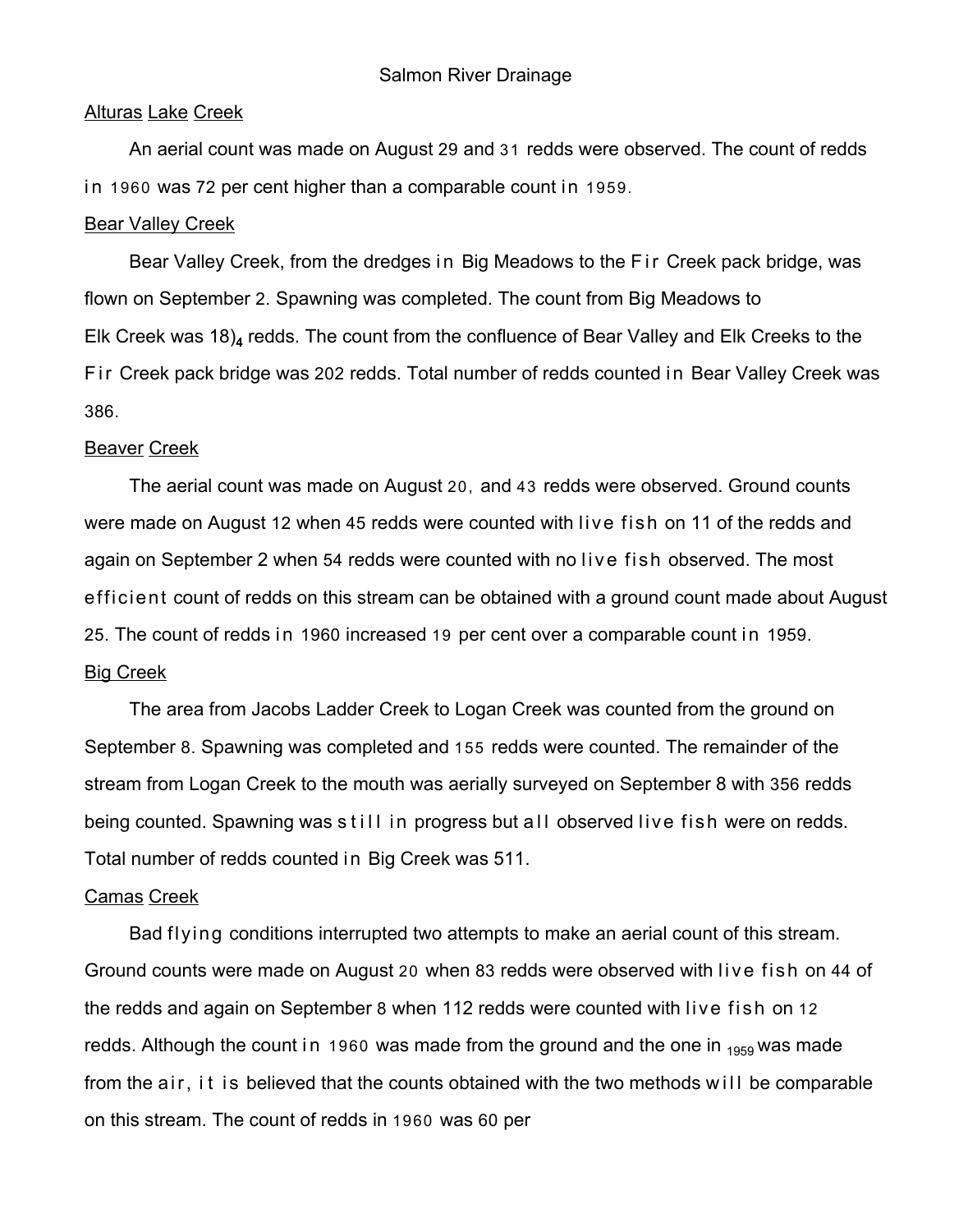Salmon River Drainage

Alturas Lake Creek

An aerial count was made on August 29 and 31 redds were observed. The count of redds in 1960 was 72 per cent higher than a comparable count in 1959.

Bear Valley Creek

Bear Valley Creek, from the dredges in Big Meadows to the Fir Creek pack bridge, was flown on September 2. Spawning was completed. The count from Big Meadows to Elk Creek was 18)4 redds. The count from the confluence of Bear Valley and Elk Creeks to the Fir Creek pack bridge was 202 redds. Total number of redds counted in Bear Valley Creek was 386.

Beaver Creek

The aerial count was made on August 20, and 43 redds were observed. Ground counts were made on August 12 when 45 redds were counted with live fish on 11 of the redds and again on September 2 when 54 redds were counted with no live fish observed. The most efficient count of redds on this stream can be obtained with a ground count made about August 25. The count of redds in 1960 increased 19 per cent over a comparable count in 1959.

Big Creek

The area from Jacobs Ladder Creek to Logan Creek was counted from the ground on September 8. Spawning was completed and 155 redds were counted. The remainder of the stream from Logan Creek to the mouth was aerially surveyed on September 8 with 356 redds being counted. Spawning was still in progress but all observed live fish were on redds. Total number of redds counted in Big Creek was 511.

Camas Creek

Bad flying conditions interrupted two attempts to make an aerial count of this stream. Ground counts were made on August 20 when 83 redds were observed with live fish on 44 of the redds and again on September 8 when 112 redds were counted with live fish on 12 redds. Although the count in 1960 was made from the ground and the one in 1959 was made from the air, it is believed that the counts obtained with the two methods will be comparable on this stream. The count of redds in 1960 was 60 per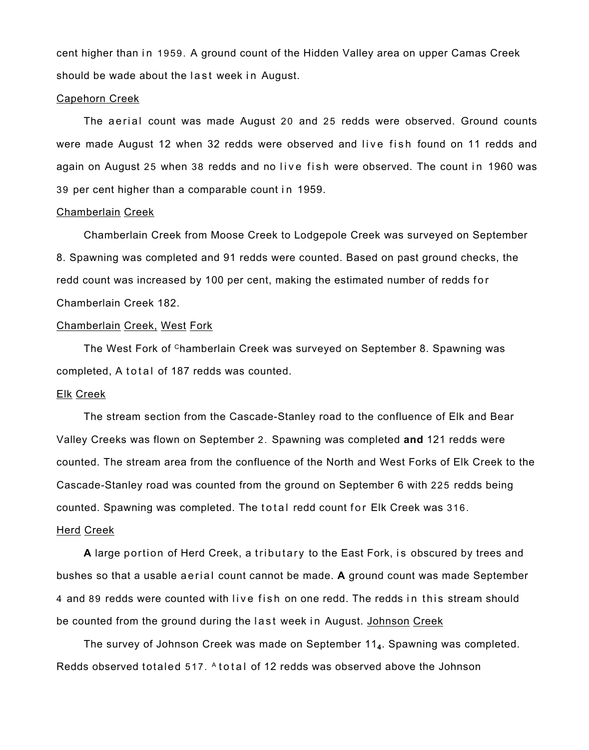cent higher than in 1959. A ground count of the Hidden Valley area on upper Camas Creek should be wade about the last week in August.

Capehorn Creek

The aerial count was made August 20 and 25 redds were observed. Ground counts were made August 12 when 32 redds were observed and live fish found on 11 redds and again on August 25 when 38 redds and no live fish were observed. The count in 1960 was 39 per cent higher than a comparable count in 1959.

Chamberlain Creek

Chamberlain Creek from Moose Creek to Lodgepole Creek was surveyed on September 8. Spawning was completed and 91 redds were counted. Based on past ground checks, the redd count was increased by 100 per cent, making the estimated number of redds for Chamberlain Creek 182.

Chamberlain Creek, West Fork

The West Fork of Chamberlain Creek was surveyed on September 8. Spawning was completed, A total of 187 redds was counted.

Elk Creek

The stream section from the Cascade-Stanley road to the confluence of Elk and Bear Valley Creeks was flown on September 2. Spawning was completed **and** 121 redds were counted. The stream area from the confluence of the North and West Forks of Elk Creek to the Cascade-Stanley road was counted from the ground on September 6 with 225 redds being counted. Spawning was completed. The total redd count for Elk Creek was 316.

Herd Creek

**A** large portion of Herd Creek, a tributary to the East Fork, is obscured by trees and bushes so that a usable aerial count cannot be made. **A** ground count was made September 4 and 89 redds were counted with live fish on one redd. The redds in this stream should be counted from the ground during the last week in August.

Johnson Creek

The survey of Johnson Creek was made on September 11. Spawning was completed. Redds observed totaled 517. A total of 12 redds was observed above the Johnson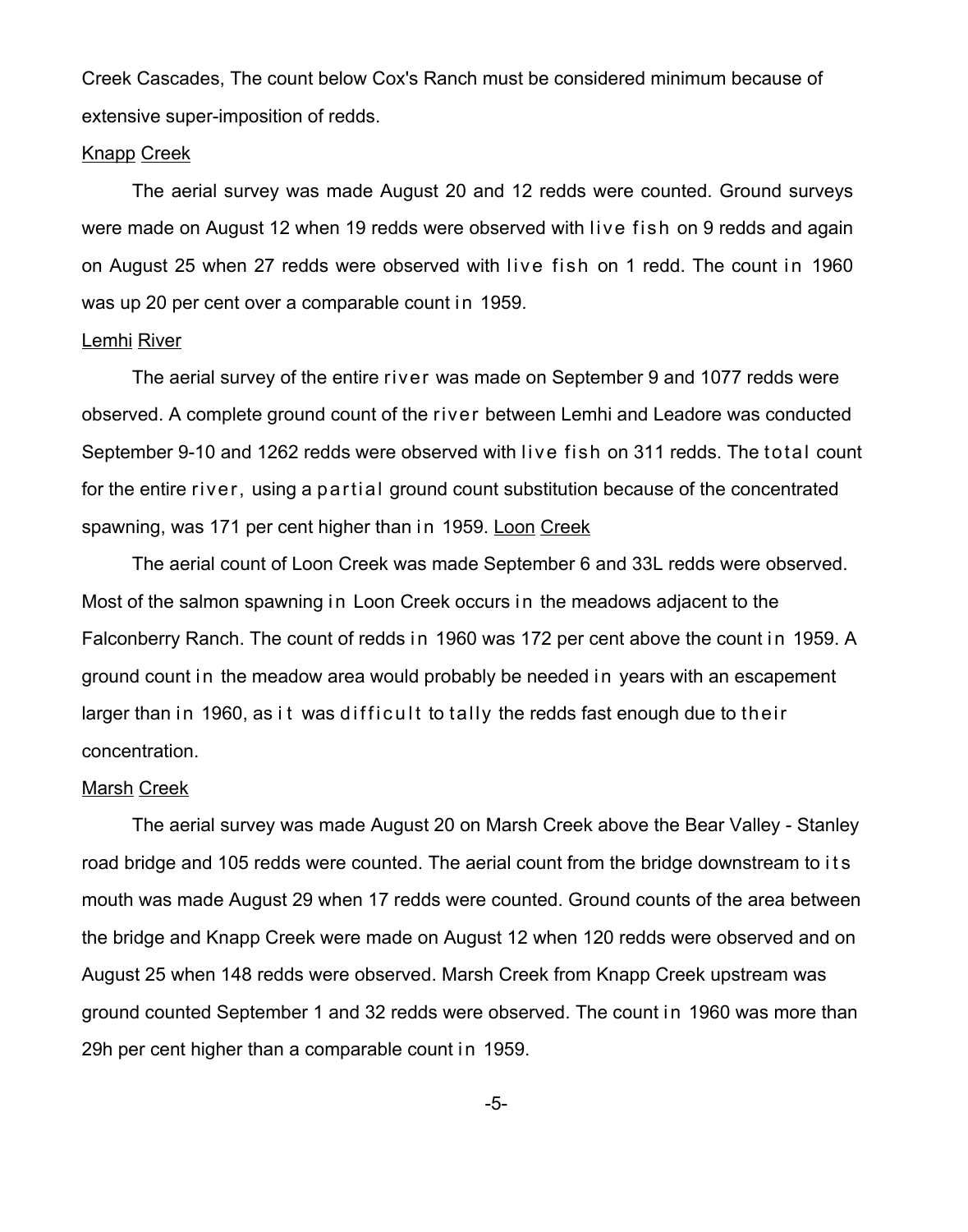Creek Cascades, The count below Cox's Ranch must be considered minimum because of extensive super-imposition of redds.

Knapp Creek

The aerial survey was made August 20 and 12 redds were counted. Ground surveys were made on August 12 when 19 redds were observed with live fish on 9 redds and again on August 25 when 27 redds were observed with live fish on 1 redd. The count in 1960 was up 20 per cent over a comparable count in 1959.

Lemhi River

The aerial survey of the entire river was made on September 9 and 1077 redds were observed. A complete ground count of the river between Lemhi and Leadore was conducted September 9-10 and 1262 redds were observed with live fish on 311 redds. The total count for the entire river, using a partial ground count substitution because of the concentrated spawning, was 171 per cent higher than in 1959.

Loon Creek

The aerial count of Loon Creek was made September 6 and 33L redds were observed. Most of the salmon spawning in Loon Creek occurs in the meadows adjacent to the Falconberry Ranch. The count of redds in 1960 was 172 per cent above the count in 1959. A ground count in the meadow area would probably be needed in years with an escapement larger than in 1960, as it was difficult to tally the redds fast enough due to their concentration.

Marsh Creek

The aerial survey was made August 20 on Marsh Creek above the Bear Valley - Stanley road bridge and 105 redds were counted. The aerial count from the bridge downstream to its mouth was made August 29 when 17 redds were counted. Ground counts of the area between the bridge and Knapp Creek were made on August 12 when 120 redds were observed and on August 25 when 148 redds were observed. Marsh Creek from Knapp Creek upstream was ground counted September 1 and 32 redds were observed. The count in 1960 was more than 29h per cent higher than a comparable count in 1959.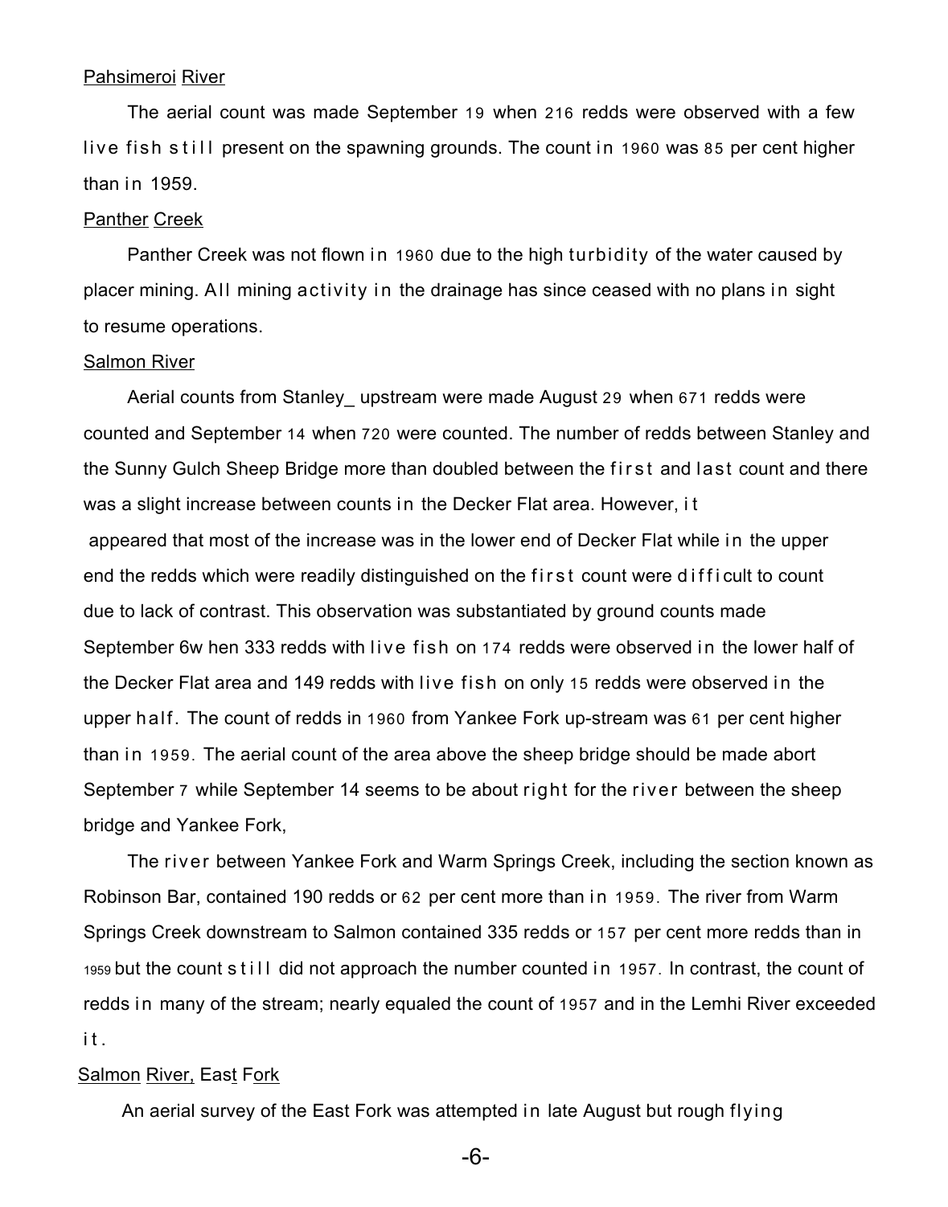Pahsimeroi River

The aerial count was made September 19 when 216 redds were observed with a few live fish still present on the spawning grounds. The count in 1960 was 85 per cent higher than in 1959.

Panther Creek

Panther Creek was not flown in 1960 due to the high turbidity of the water caused by placer mining. All mining activity in the drainage has since ceased with no plans in sight to resume operations.

Salmon River

Aerial counts from Stanley_ upstream were made August 29 when 671 redds were counted and September 14 when 720 were counted. The number of redds between Stanley and the Sunny Gulch Sheep Bridge more than doubled between the first and last count and there was a slight increase between counts in the Decker Flat area. However, it appeared that most of the increase was in the lower end of Decker Flat while in the upper end the redds which were readily distinguished on the first count were difficult to count due to lack of contrast. This observation was substantiated by ground counts made September 6w hen 333 redds with live fish on 174 redds were observed in the lower half of the Decker Flat area and 149 redds with live fish on only 15 redds were observed in the upper half. The count of redds in 1960 from Yankee Fork up-stream was 61 per cent higher than in 1959. The aerial count of the area above the sheep bridge should be made abort September 7 while September 14 seems to be about right for the river between the sheep bridge and Yankee Fork,

The river between Yankee Fork and Warm Springs Creek, including the section known as Robinson Bar, contained 190 redds or 62 per cent more than in 1959. The river from Warm Springs Creek downstream to Salmon contained 335 redds or 157 per cent more redds than in 1959 but the count still did not approach the number counted in 1957. In contrast, the count of redds in many of the stream; nearly equaled the count of 1957 and in the Lemhi River exceeded it.

Salmon River, East Fork

An aerial survey of the East Fork was attempted in late August but rough flying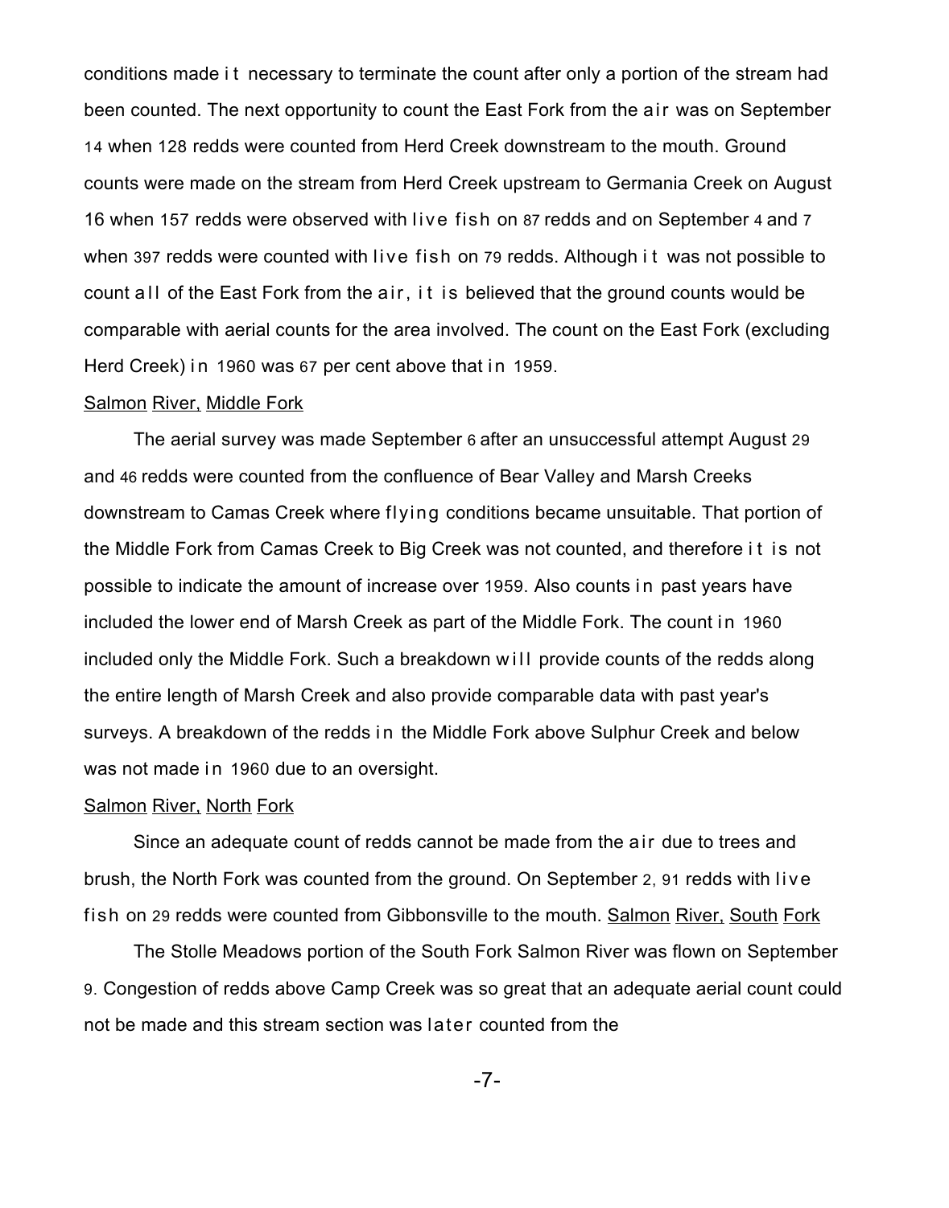conditions made it necessary to terminate the count after only a portion of the stream had been counted. The next opportunity to count the East Fork from the air was on September 14 when 128 redds were counted from Herd Creek downstream to the mouth. Ground counts were made on the stream from Herd Creek upstream to Germania Creek on August 16 when 157 redds were observed with live fish on 87 redds and on September 4 and 7 when 397 redds were counted with live fish on 79 redds. Although it was not possible to count all of the East Fork from the air, it is believed that the ground counts would be comparable with aerial counts for the area involved. The count on the East Fork (excluding Herd Creek) in 1960 was 67 per cent above that in 1959.

### Salmon River, Middle Fork

The aerial survey was made September 6 after an unsuccessful attempt August 29 and 46 redds were counted from the confluence of Bear Valley and Marsh Creeks downstream to Camas Creek where flying conditions became unsuitable. That portion of the Middle Fork from Camas Creek to Big Creek was not counted, and therefore it is not possible to indicate the amount of increase over 1959. Also counts in past years have included the lower end of Marsh Creek as part of the Middle Fork. The count in 1960 included only the Middle Fork. Such a breakdown will provide counts of the redds along the entire length of Marsh Creek and also provide comparable data with past year's surveys. A breakdown of the redds in the Middle Fork above Sulphur Creek and below was not made in 1960 due to an oversight.

### Salmon River, North Fork

Since an adequate count of redds cannot be made from the air due to trees and brush, the North Fork was counted from the ground. On September 2, 91 redds with live fish on 29 redds were counted from Gibbonsville to the mouth.

### Salmon River, South Fork

The Stolle Meadows portion of the South Fork Salmon River was flown on September 9. Congestion of redds above Camp Creek was so great that an adequate aerial count could not be made and this stream section was later counted from the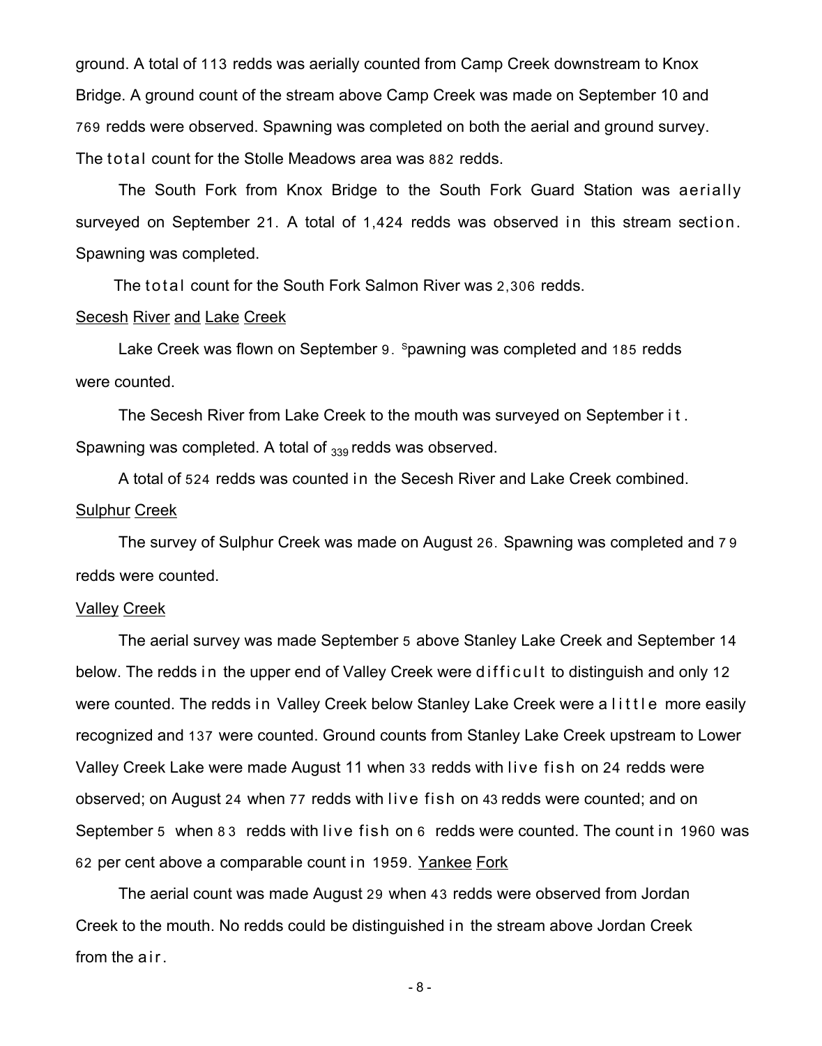ground. A total of 113 redds was aerially counted from Camp Creek downstream to Knox Bridge. A ground count of the stream above Camp Creek was made on September 10 and 769 redds were observed. Spawning was completed on both the aerial and ground survey. The total count for the Stolle Meadows area was 882 redds.

The South Fork from Knox Bridge to the South Fork Guard Station was aerially surveyed on September 21. A total of 1,424 redds was observed in this stream section. Spawning was completed.

The total count for the South Fork Salmon River was 2,306 redds.

Secesh River and Lake Creek

Lake Creek was flown on September 9. Spawning was completed and 185 redds were counted.

The Secesh River from Lake Creek to the mouth was surveyed on September it. Spawning was completed. A total of 339 redds was observed.

A total of 524 redds was counted in the Secesh River and Lake Creek combined.

Sulphur Creek

The survey of Sulphur Creek was made on August 26. Spawning was completed and 79 redds were counted.

Valley Creek

The aerial survey was made September 5 above Stanley Lake Creek and September 14 below. The redds in the upper end of Valley Creek were difficult to distinguish and only 12 were counted. The redds in Valley Creek below Stanley Lake Creek were a little more easily recognized and 137 were counted. Ground counts from Stanley Lake Creek upstream to Lower Valley Creek Lake were made August 11 when 33 redds with live fish on 24 redds were observed; on August 24 when 77 redds with live fish on 43 redds were counted; and on September 5 when 83 redds with live fish on 6 redds were counted. The count in 1960 was 62 per cent above a comparable count in 1959.

Yankee Fork

The aerial count was made August 29 when 43 redds were observed from Jordan Creek to the mouth. No redds could be distinguished in the stream above Jordan Creek from the air.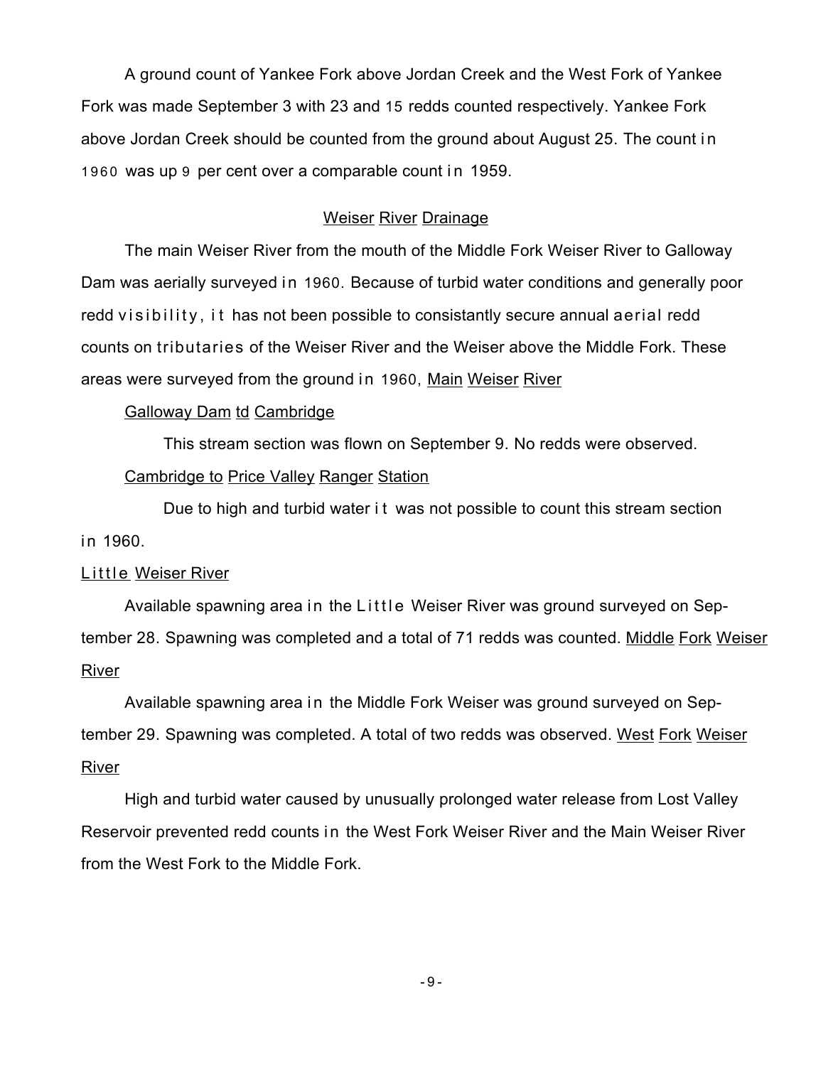A ground count of Yankee Fork above Jordan Creek and the West Fork of Yankee Fork was made September 3 with 23 and 15 redds counted respectively. Yankee Fork above Jordan Creek should be counted from the ground about August 25. The count in 1960 was up 9 per cent over a comparable count in 1959.

## Weiser River Drainage

The main Weiser River from the mouth of the Middle Fork Weiser River to Galloway Dam was aerially surveyed in 1960. Because of turbid water conditions and generally poor redd visibility, it has not been possible to consistantly secure annual aerial redd counts on tributaries of the Weiser River and the Weiser above the Middle Fork. These areas were surveyed from the ground in 1960.

### Main Weiser River

#### Galloway Dam td Cambridge

This stream section was flown on September 9. No redds were observed.

#### Cambridge to Price Valley Ranger Station

Due to high and turbid water it was not possible to count this stream section in 1960.

### Little Weiser River

Available spawning area in the Little Weiser River was ground surveyed on September 28. Spawning was completed and a total of 71 redds was counted.

### Middle Fork Weiser River

Available spawning area in the Middle Fork Weiser was ground surveyed on September 29. Spawning was completed. A total of two redds was observed.

### West Fork Weiser River

High and turbid water caused by unusually prolonged water release from Lost Valley Reservoir prevented redd counts in the West Fork Weiser River and the Main Weiser River from the West Fork to the Middle Fork.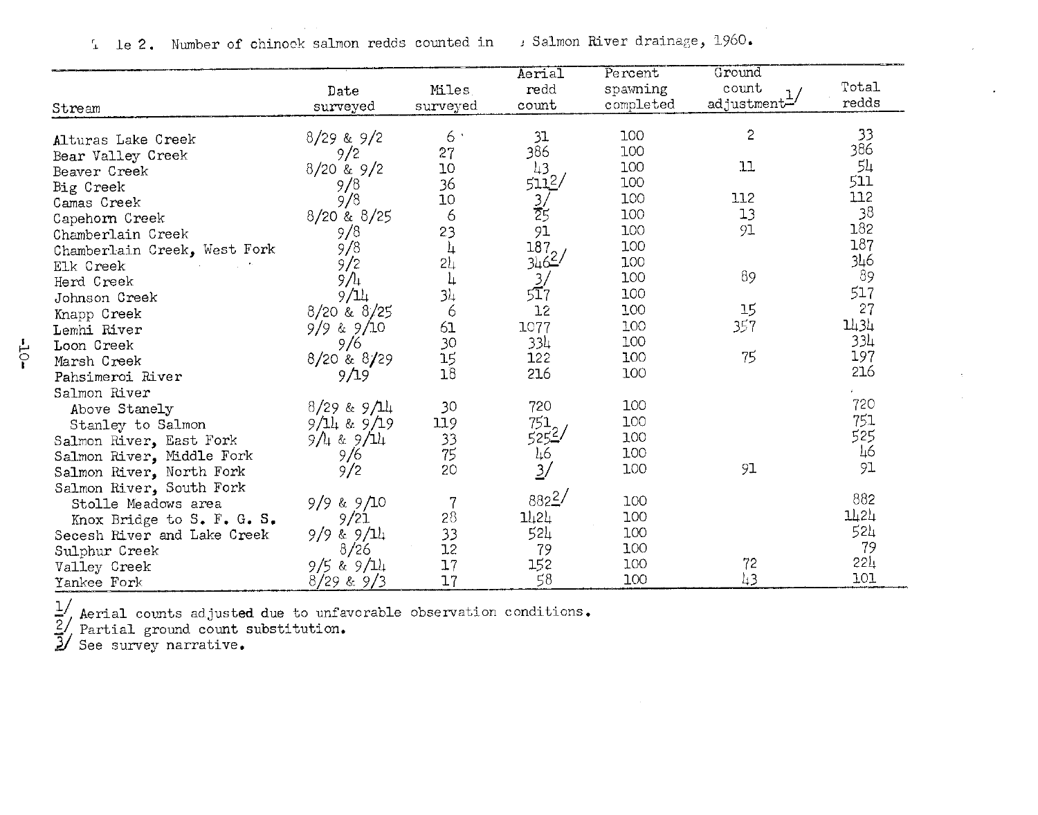Table 2. Number of chinook salmon redds counted in Salmon River drainage, 1960.

| Stream | Date surveyed | Miles surveyed | Aerial redd count | Percent spawning completed | Ground count adjustment[1] | Total redds |
|---|---|---|---|---|---|---|
| Alturas Lake Creek | 8/29 & 9/2 | 6 | 31 | 100 | 2 | 33 |
| Bear Valley Creek | 9/2 | 27 | 386 | 100 | | 386 |
| Beaver Creek | 8/20 & 9/2 | 10 | 43 | 100 | 11 | 54 |
| Big Creek | 9/8 | 36 | 511[2] | 100 | | 511 |
| Camas Creek | 9/8 | 10 | [3] | 100 | 112 | 112 |
| Capehorn Creek | 8/20 & 8/25 | 6 | 25 | 100 | 13 | 38 |
| Chamberlain Creek | 9/8 | 23 | 91 | 100 | 91 | 182 |
| Chamberlain Creek, West Fork | 9/8 | 4 | 187 | 100 | | 187 |
| Elk Creek | 9/2 | 24 | 346[2] | 100 | | 346 |
| Herd Creek | 9/4 | 4 | [3] | 100 | 89 | 89 |
| Johnson Creek | 9/14 | 34 | 517 | 100 | | 517 |
| Knapp Creek | 8/20 & 8/25 | 6 | 12 | 100 | 15 | 27 |
| Lemhi River | 9/9 & 9/10 | 61 | 1077 | 100 | 357 | 1434 |
| Loon Creek | 9/6 | 30 | 334 | 100 | | 334 |
| Marsh Creek | 8/20 & 8/29 | 15 | 122 | 100 | 75 | 197 |
| Pahsimeroi River | 9/19 | 18 | 216 | 100 | | 216 |
| Salmon River | | | | | | |
| Above Stanely | 8/29 & 9/14 | 30 | 720 | 100 | | 720 |
| Stanley to Salmon | 9/14 & 9/19 | 119 | 751 | 100 | | 751 |
| Salmon River, East Fork | 9/4 & 9/14 | 33 | 525[2] | 100 | | 525 |
| Salmon River, Middle Fork | 9/6 | 75 | 46 | 100 | | 46 |
| Salmon River, North Fork | 9/2 | 20 | [3] | 100 | 91 | 91 |
| Salmon River, South Fork | | | | | | |
| Stolle Meadows area | 9/9 & 9/10 | 7 | 882[2] | 100 | | 882 |
| Knox Bridge to S. F. G. S. | 9/21 | 28 | 1424 | 100 | | 1424 |
| Secesh River and Lake Creek | 9/9 & 9/14 | 33 | 524 | 100 | | 524 |
| Sulphur Creek | 8/26 | 12 | 79 | 100 | | 79 |
| Valley Creek | 9/5 & 9/14 | 17 | 152 | 100 | 72 | 224 |
| Yankee Fork | 8/29 & 9/3 | 17 | 58 | 100 | 43 | 101 |

[1] Aerial counts adjusted due to unfavorable observation conditions.
[2] Partial ground count substitution.
[3] See survey narrative.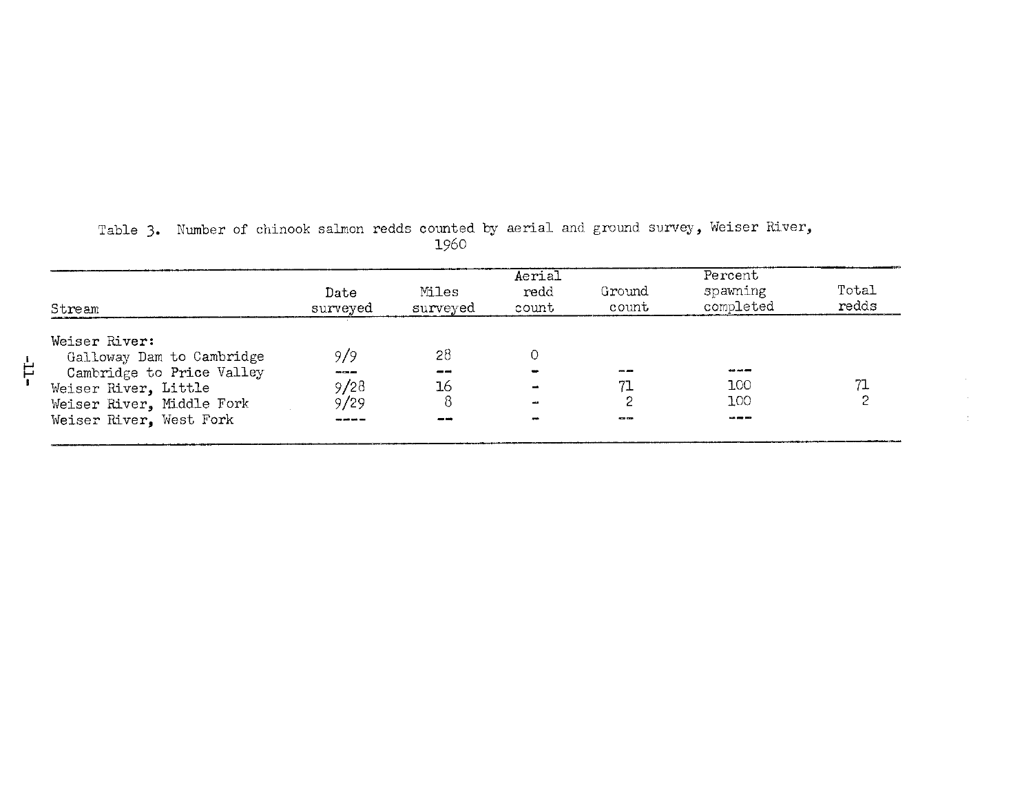Table 3. Number of chinook salmon redds counted by aerial and ground survey, Weiser River, 1960

| Stream | Date surveyed | Miles surveyed | Aerial redd count | Ground count | Percent spawning completed | Total redds |
|---|---|---|---|---|---|---|
| Weiser River: | | | | | | |
| Galloway Dam to Cambridge | 9/9 | 28 | 0 | | | |
| Cambridge to Price Valley | --- | -- | - | -- | --- | |
| Weiser River, Little | 9/28 | 16 | - | 71 | 100 | 71 |
| Weiser River, Middle Fork | 9/29 | 8 | - | 2 | 100 | 2 |
| Weiser River, West Fork | ---- | -- | - | -- | --- | |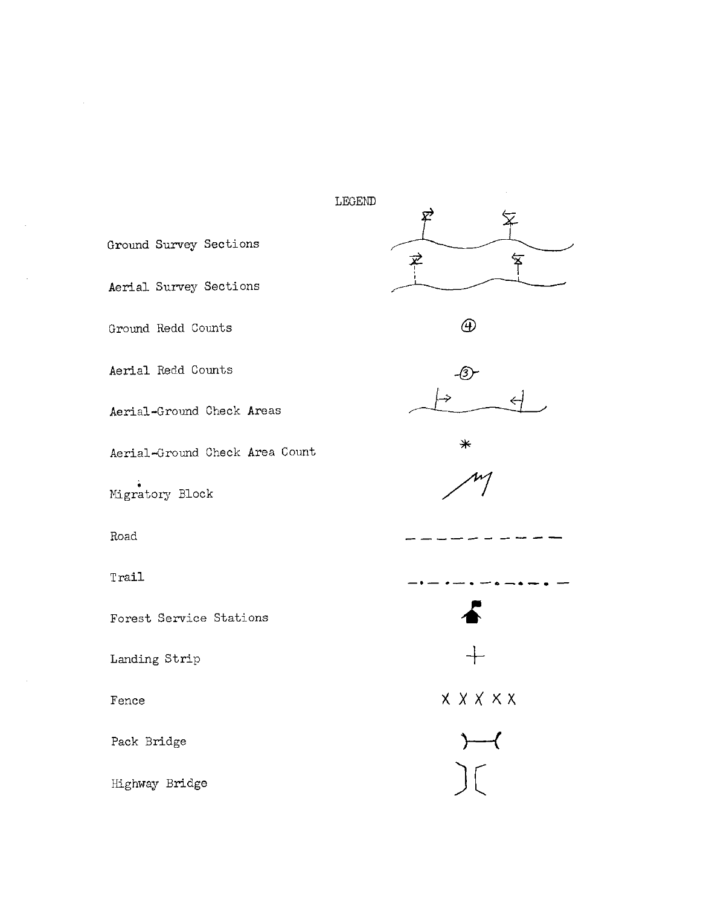## LEGEND

Ground Survey Sections

Aerial Survey Sections

Ground Redd Counts

Aerial Redd Counts

Aerial-Ground Check Areas

Aerial-Ground Check Area Count

Migratory Block

Road

Trail

Forest Service Stations

Landing Strip

Fence

Pack Bridge

Highway Bridge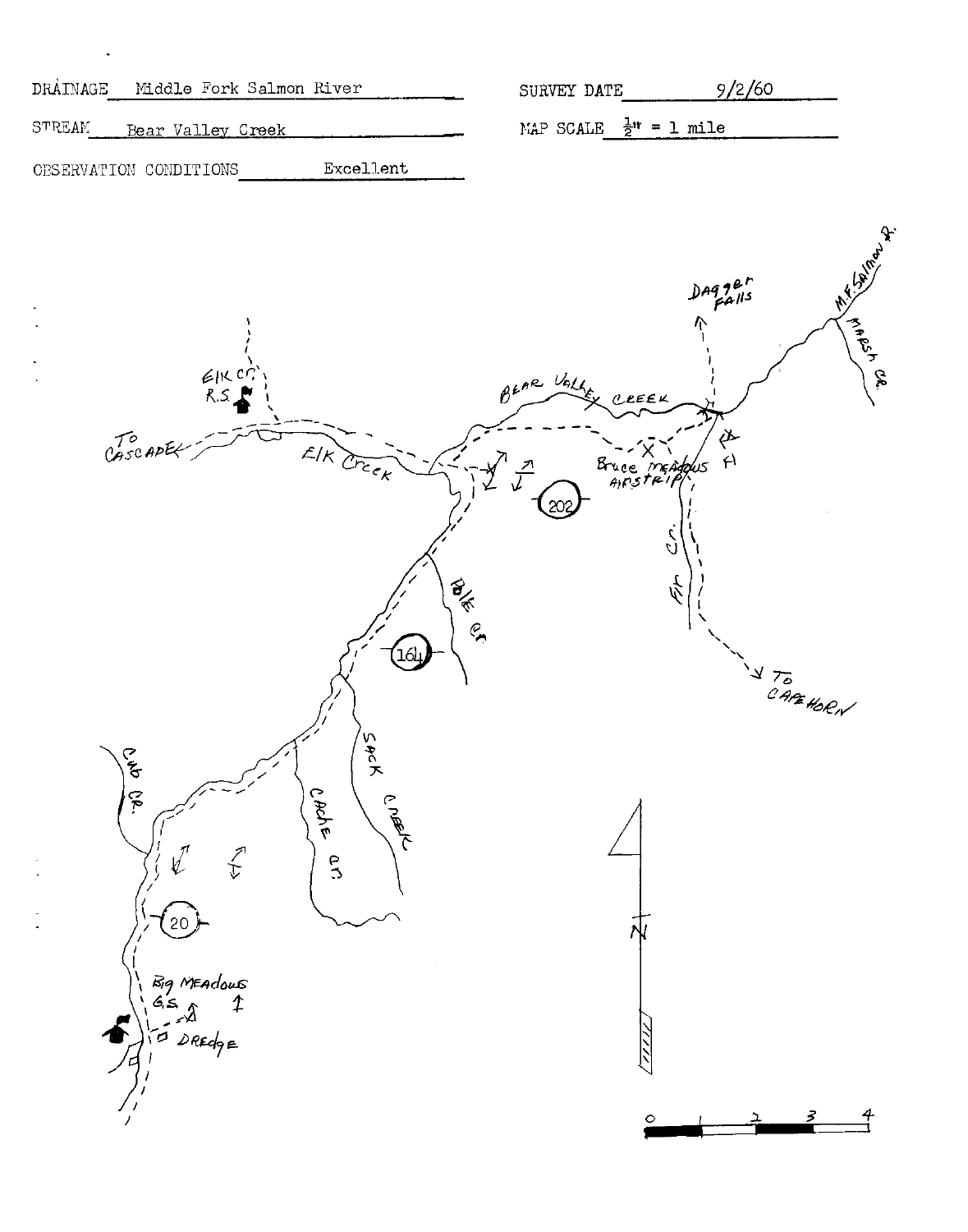DRAINAGE Middle Fork Salmon River

SURVEY DATE 9/2/60

STREAM Bear Valley Creek

MAP SCALE $\frac{1}{2}$" = 1 mile

OBSERVATION CONDITIONS Excellent

M.F. Salmon R.

Dagger Falls

Marsh Cr.

Elk Cr. R.S.

Bear Valley Creek

To Cascade

Elk Creek

Bruce Meadows Airstrip

202

Fir Cr.

Pole Cr.

164

To Capehorn

Cub Cr.

Sack Creek

Cache Cr.

20

Big Meadows G.S.

Dredge

N

0 1 2 3 4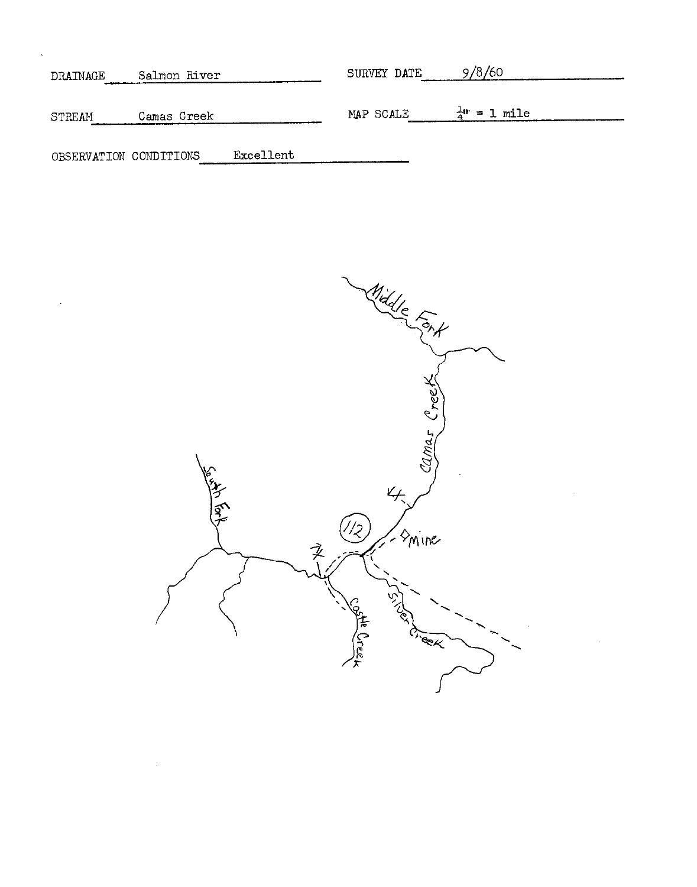DRAINAGE Salmon River

SURVEY DATE 9/8/60

STREAM Camas Creek

MAP SCALE $\frac{1}{4}$" = 1 mile

OBSERVATION CONDITIONS Excellent

Middle Fork

Camas Creek

South Fork

112

Mine

Castle Creek

Silver Creek

6X

7X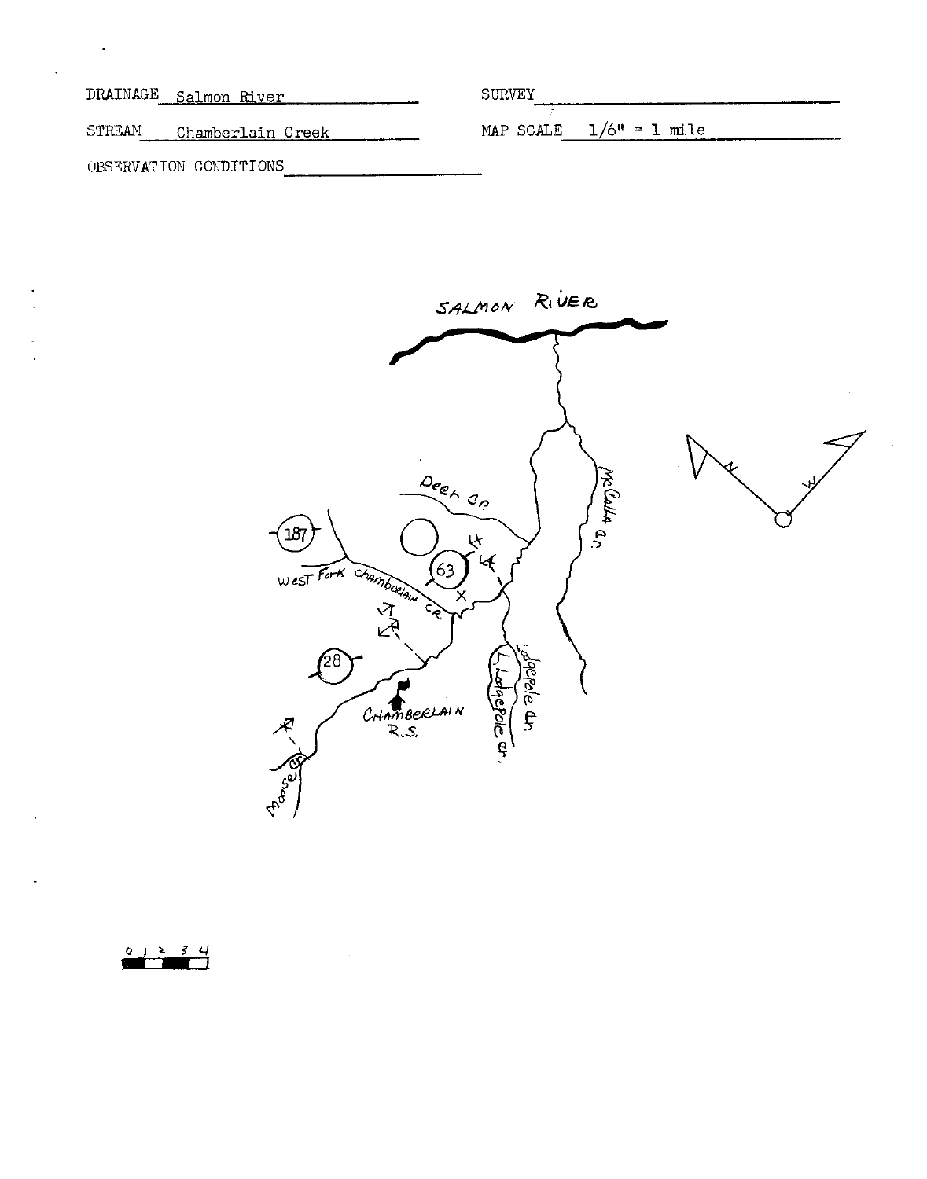DRAINAGE Salmon River

SURVEY

STREAM Chamberlain Creek

MAP SCALE 1/6" = 1 mile

OBSERVATION CONDITIONS

SALMON RIVER

Deer Cr.

McCalla Cr.

187

63

West Fork Chamberlain Cr.

28

CHAMBERLAIN R.S.

L. Lodgepole Cr.

Lodgepole Cr.

Moose Cr.

N

W

0 1 2 3 4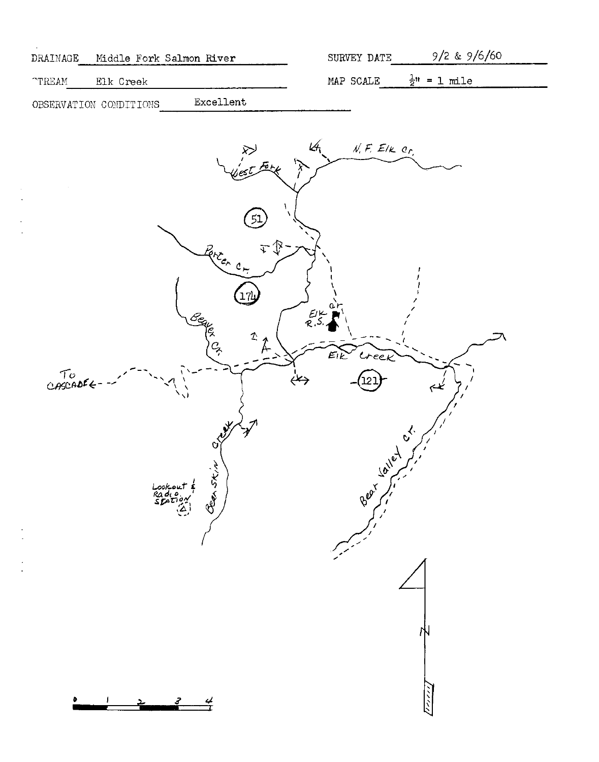DRAINAGE Middle Fork Salmon River

SURVEY DATE 9/2 & 9/6/60

STREAM Elk Creek

MAP SCALE ½" = 1 mile

OBSERVATION CONDITIONS Excellent

West Fork

N. F. Elk Cr.

51

Porter Cr.

174

Beaver Cr.

Elk Cr. R.S.

Elk Creek

121

To CASCADE

Bearskin Creek

Lookout & Radio Station

Bear Valley Cr.

N

0 1 2 3 4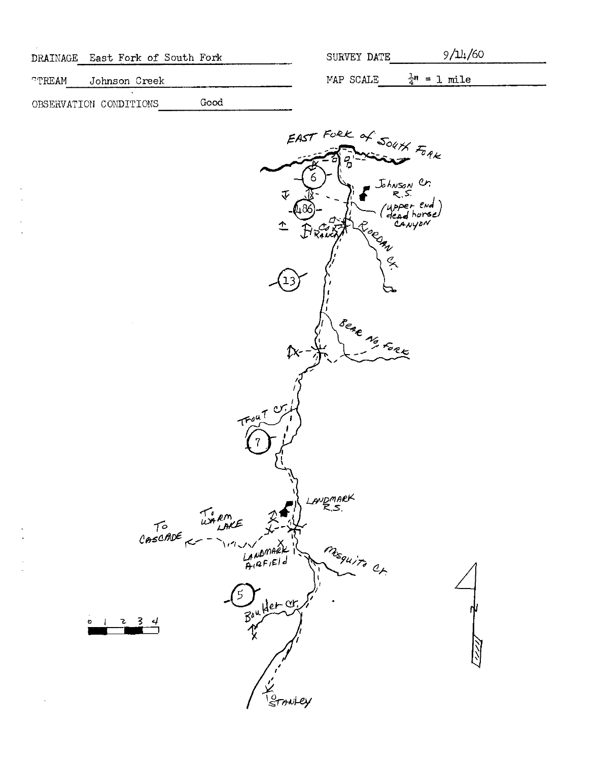DRAINAGE East Fork of South Fork

STREAM Johnson Creek

OBSERVATION CONDITIONS Good

SURVEY DATE 9/14/60

MAP SCALE $\frac{1}{4}$" = 1 mile

EAST FORK of SOUTH FORK

6

Johnson Cr. R.S.

486

(upper end) dead horse CANYON

COX RANCH

RIORDAN CR.

13

BEAR NO. FORK

TROUT CR.

7

LANDMARK R.S.

To WARM LAKE

To CASCADE

LANDMARK AIRFIELD

MOSQUITO CR.

5

BOULDER CR.

0 1 2 3 4

To STANLEY

N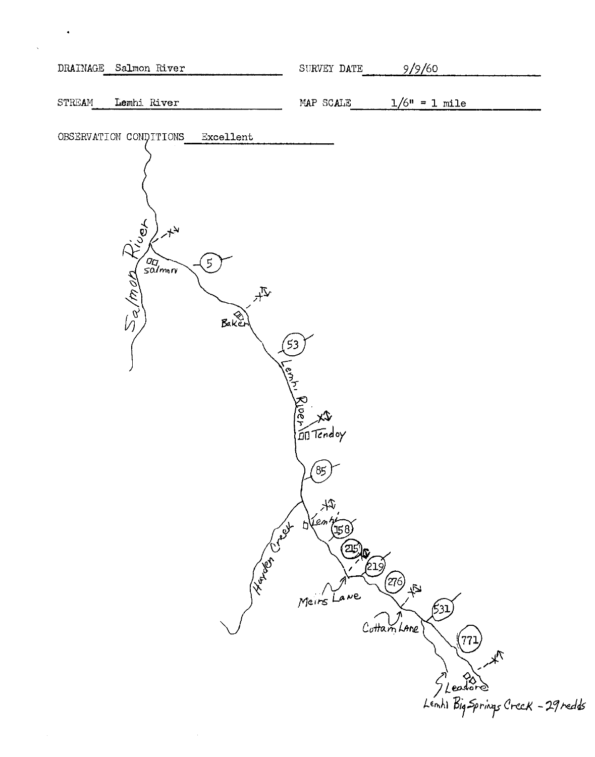DRAINAGE Salmon River SURVEY DATE 9/9/60

STREAM Lemhi River MAP SCALE 1/6" = 1 mile

OBSERVATION CONDITIONS Excellent

Salmon River

Salmon

5

Baker

53

Lemhi River

Tendoy

85

Hayden Creek

Lemhi

158

215

219

Meirs Lane

276

Cottam Lane

531

771

Leadore

Lemhi Big Springs Creek - 29 redds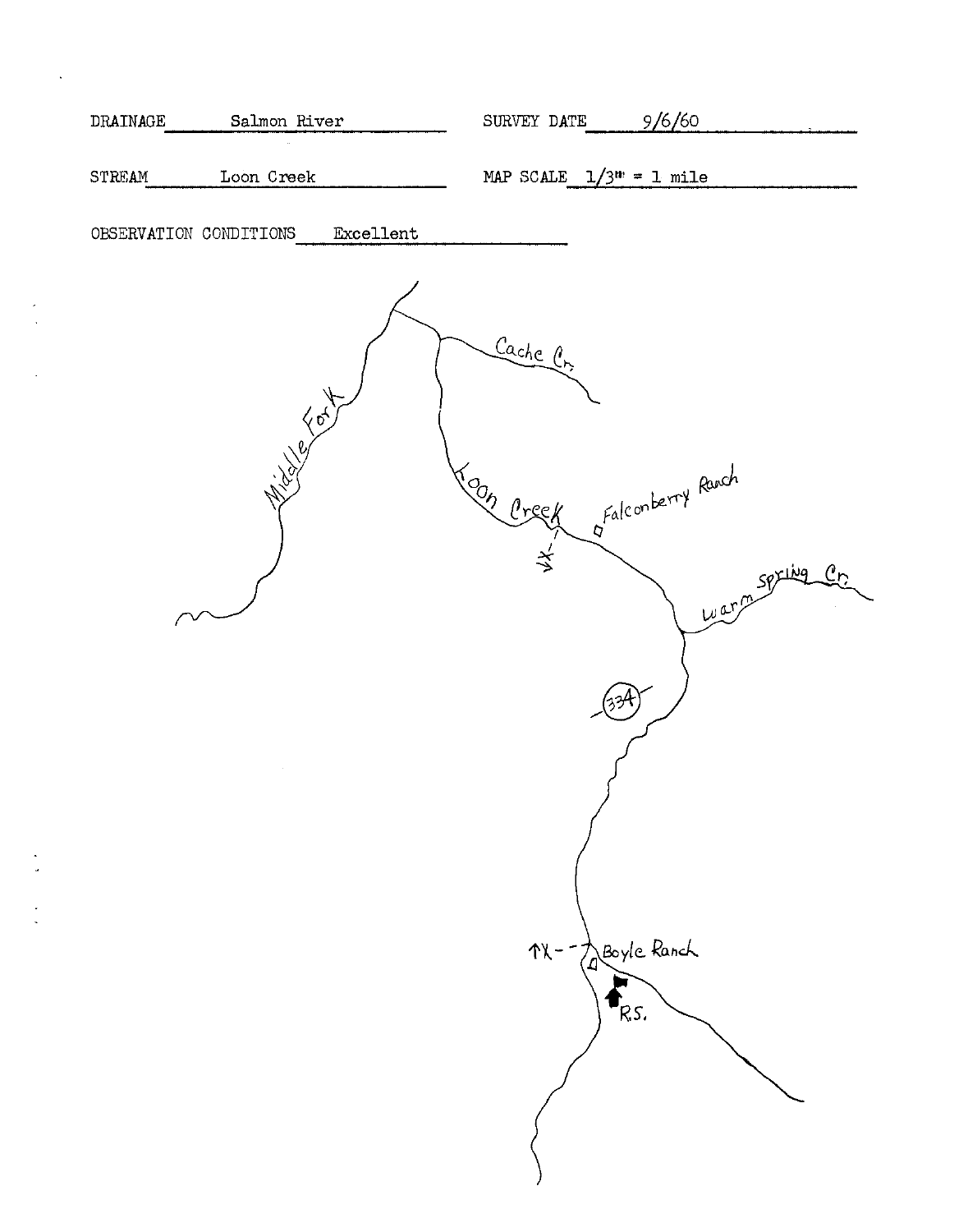DRAINAGE Salmon River

SURVEY DATE 9/6/60

STREAM Loon Creek

MAP SCALE 1/3" = 1 mile

OBSERVATION CONDITIONS Excellent

Cache Cr.

Middle Fork

Loon Creek

Falconberry Ranch

Warm Spring Cr.

334

Boyle Ranch

R.S.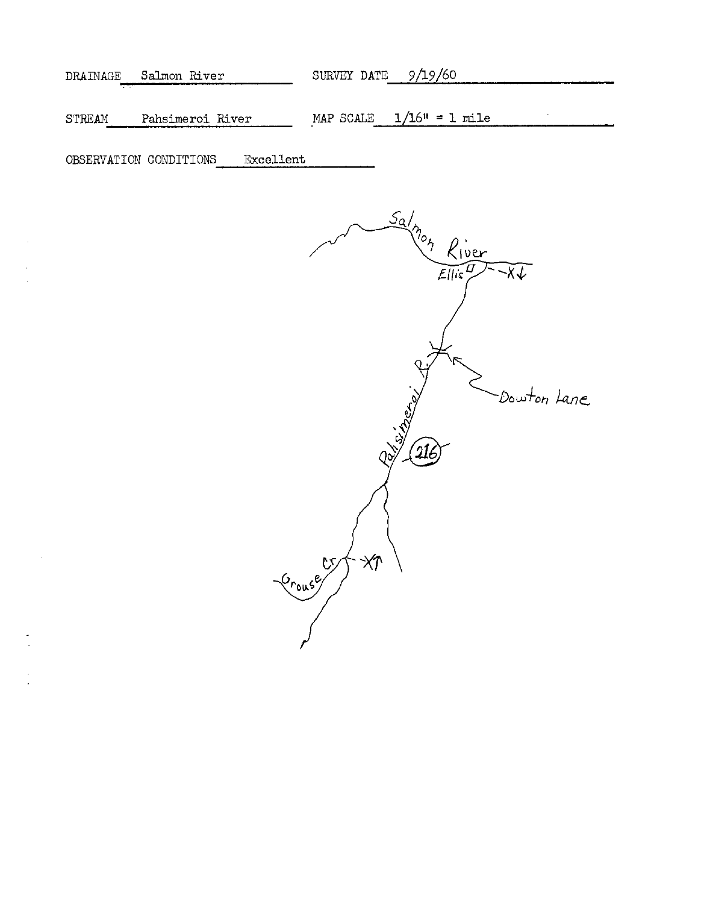DRAINAGE Salmon River SURVEY DATE 9/19/60

STREAM Pahsimeroi River MAP SCALE 1/16" = 1 mile

OBSERVATION CONDITIONS Excellent

Salmon River

Ellis

X↓

Dowton Lane

Pahsimeroi R.

216

Grouse Cr.

X↑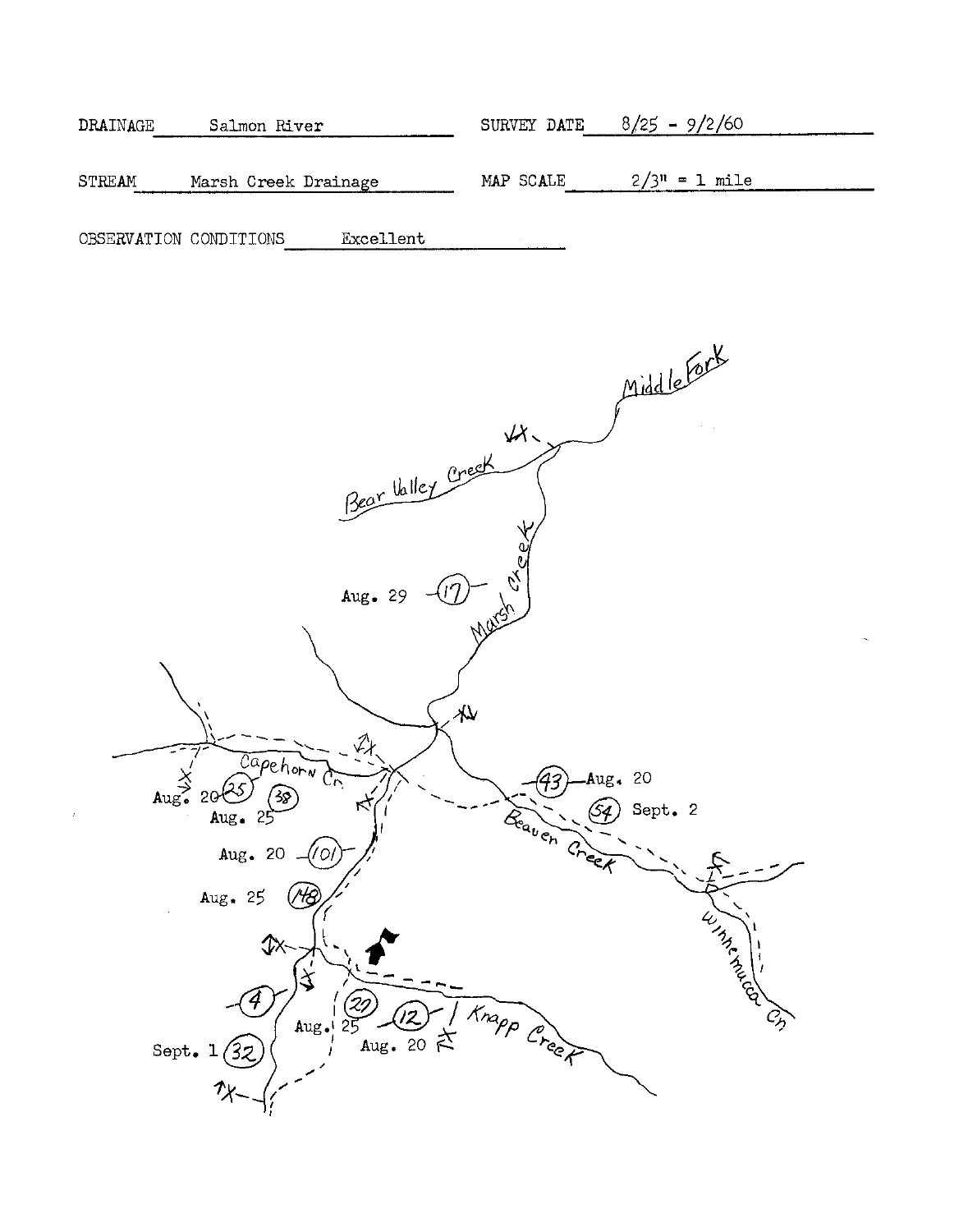DRAINAGE Salmon River SURVEY DATE 8/25 - 9/2/60

STREAM Marsh Creek Drainage MAP SCALE 2/3" = 1 mile

OBSERVATION CONDITIONS Excellent

Middle Fork

Bear Valley Creek

Marsh Creek

Aug. 29 (17)

Capehorn Cr.

Aug. 20 (25)

Aug. 25 (38)

Aug. 20 (101)

Aug. 25 (148)

(43) Aug. 20

(54) Sept. 2

Beaver Creek

Winnemucca Cr.

(4)

Sept. 1 (32)

Aug. 25 (29)

(12) Aug. 20

Knapp Creek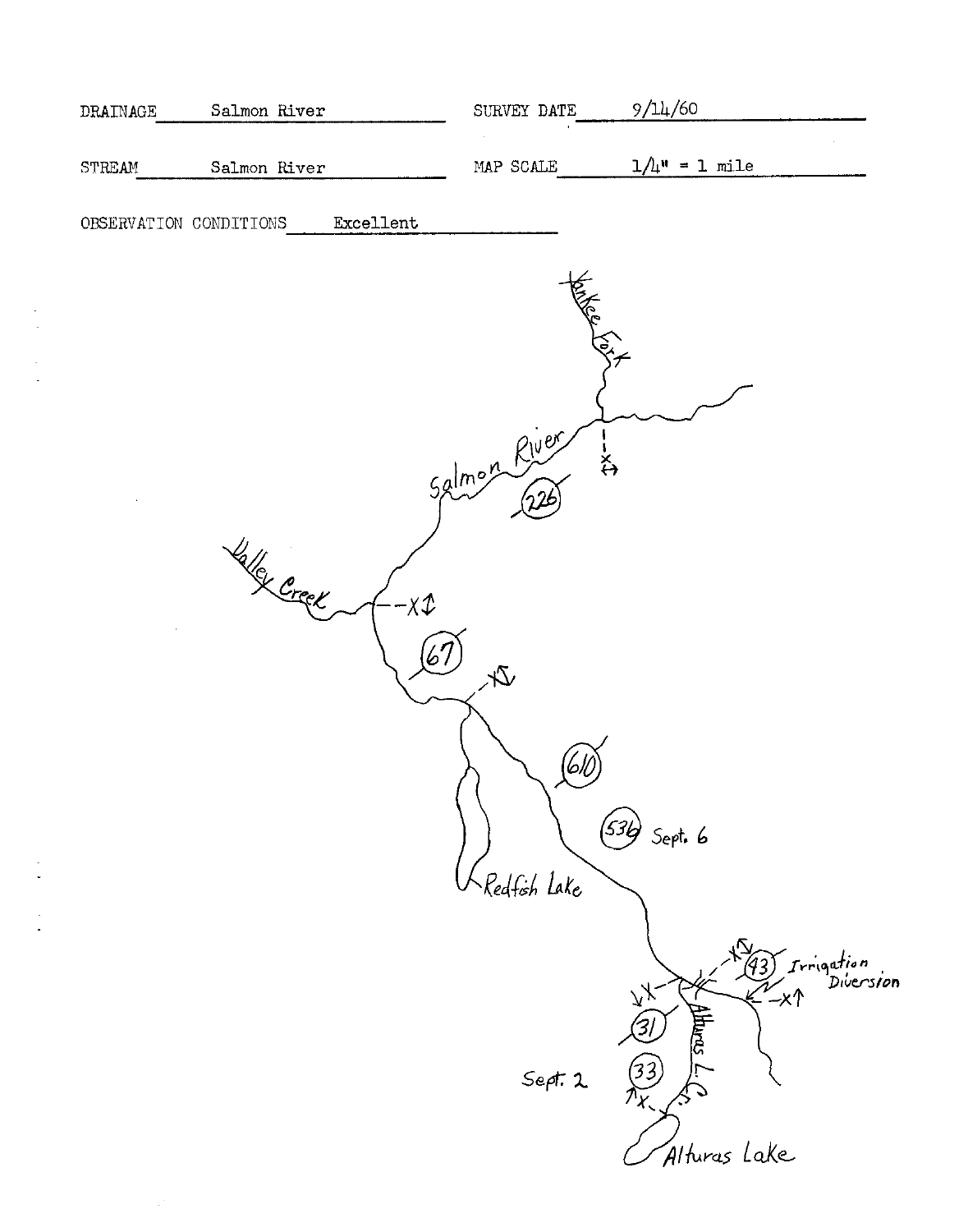DRAINAGE Salmon River

SURVEY DATE 9/14/60

STREAM Salmon River

MAP SCALE 1/4" = 1 mile

OBSERVATION CONDITIONS Excellent

Yankee Fork

Salmon River

226

Valley Creek

67

610

536 Sept. 6

Redfish Lake

43 Irrigation Diversion

31

33

Sept. 2

Alturas L. C.

Alturas Lake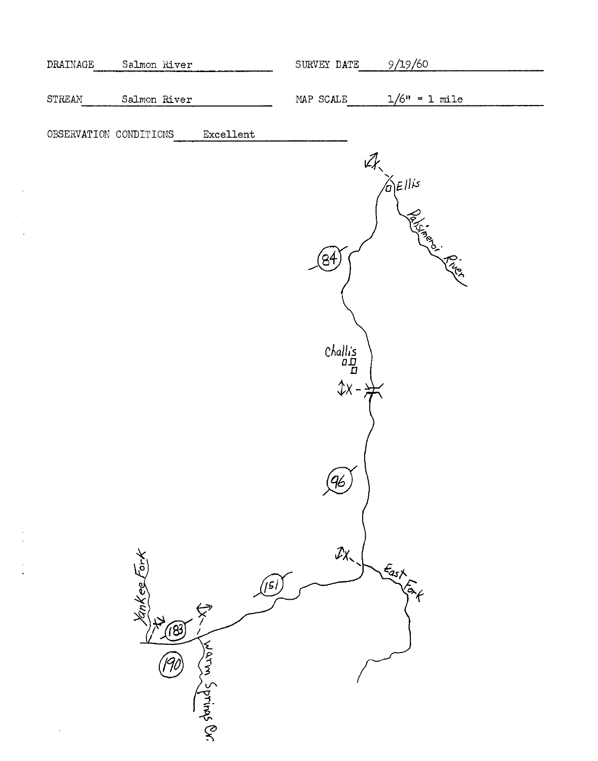DRAINAGE Salmon River

SURVEY DATE 9/19/60

STREAM Salmon River

MAP SCALE 1/6" = 1 mile

OBSERVATION CONDITIONS Excellent

Ellis

Pahsimeroi River

84

Challis

96

East Fork

151

Yankee Fork

183

190

Warm Springs Cr.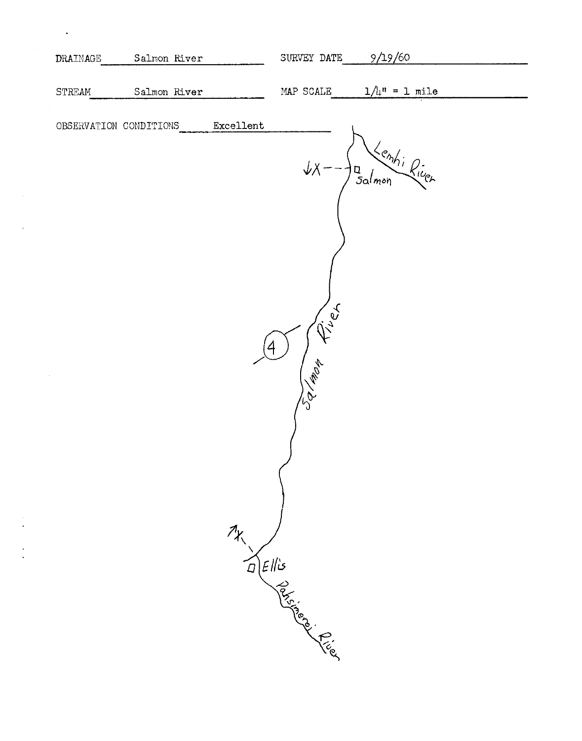DRAINAGE Salmon River

SURVEY DATE 9/19/60

STREAM Salmon River

MAP SCALE 1/4" = 1 mile

OBSERVATION CONDITIONS Excellent

Lemhi River

Salmon

Salmon River

4

Ellis

Pahsimeroi River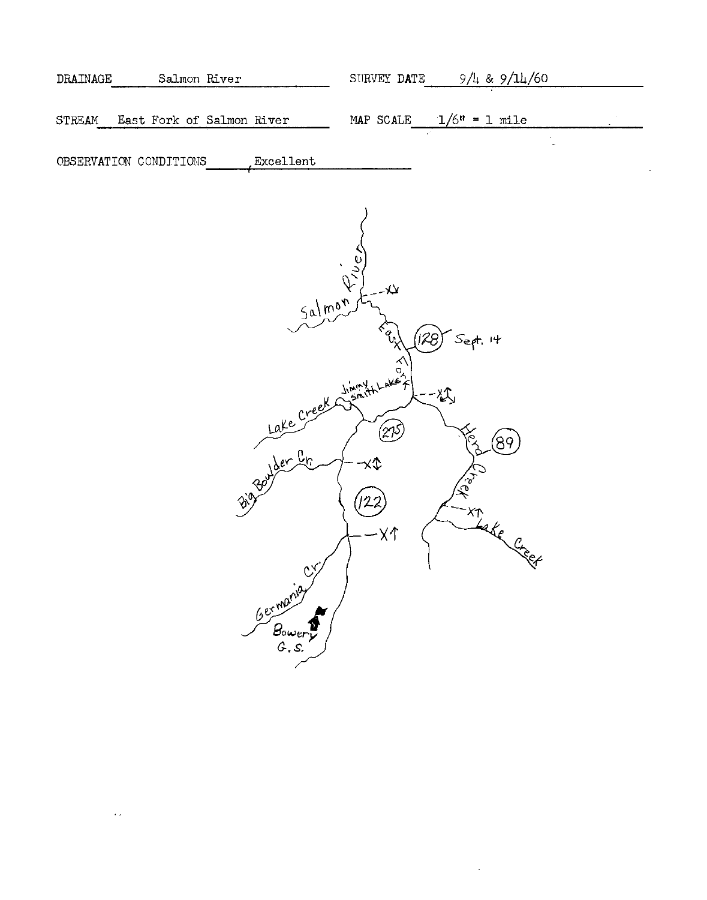DRAINAGE Salmon River SURVEY DATE 9/4 & 9/14/60

STREAM East Fork of Salmon River MAP SCALE 1/6" = 1 mile

OBSERVATION CONDITIONS Excellent

Salmon River

East Fork

(128) Sept. 14

Jimmy Smith Lake

Lake Creek

(275)

Herd Creek

(89)

Big Boulder Cr

(122)

Lake Creek

Germania Cr.

Bowery G.S.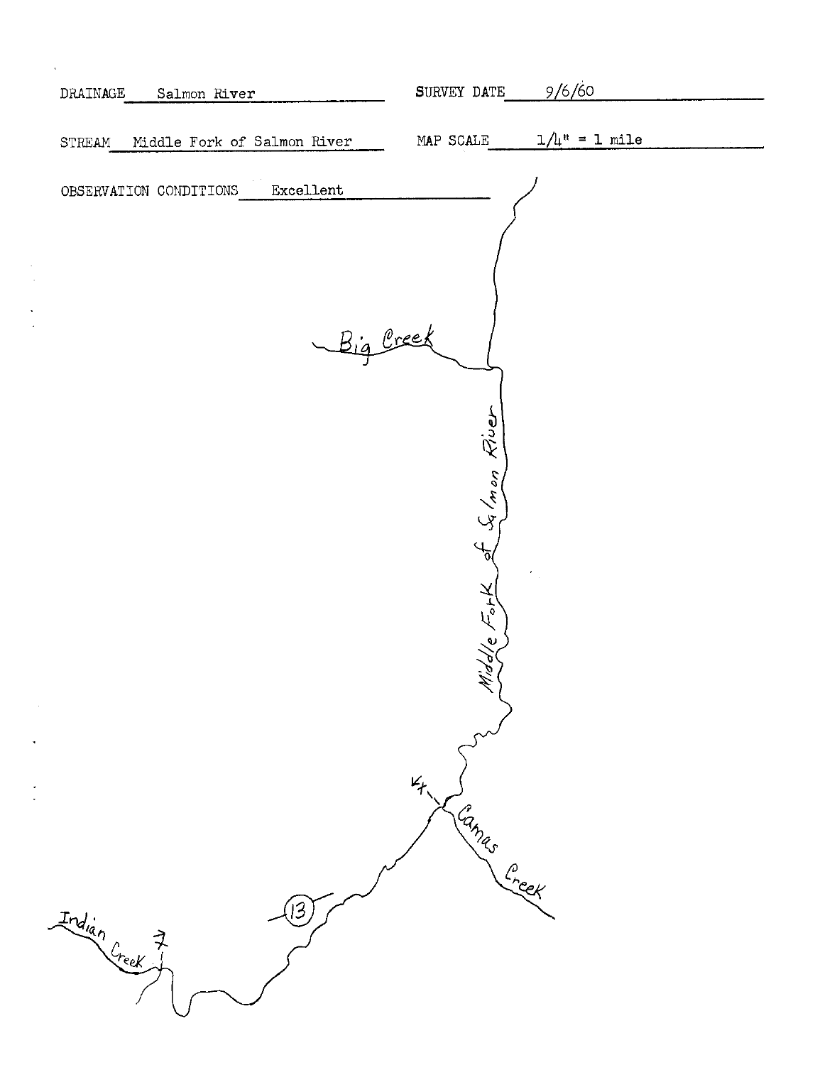DRAINAGE Salmon River

SURVEY DATE 9/6/60

STREAM Middle Fork of Salmon River

MAP SCALE 1/4" = 1 mile

OBSERVATION CONDITIONS Excellent

Big Creek

Middle Fork of Salmon River

4x

Camas Creek

13

Indian Creek

7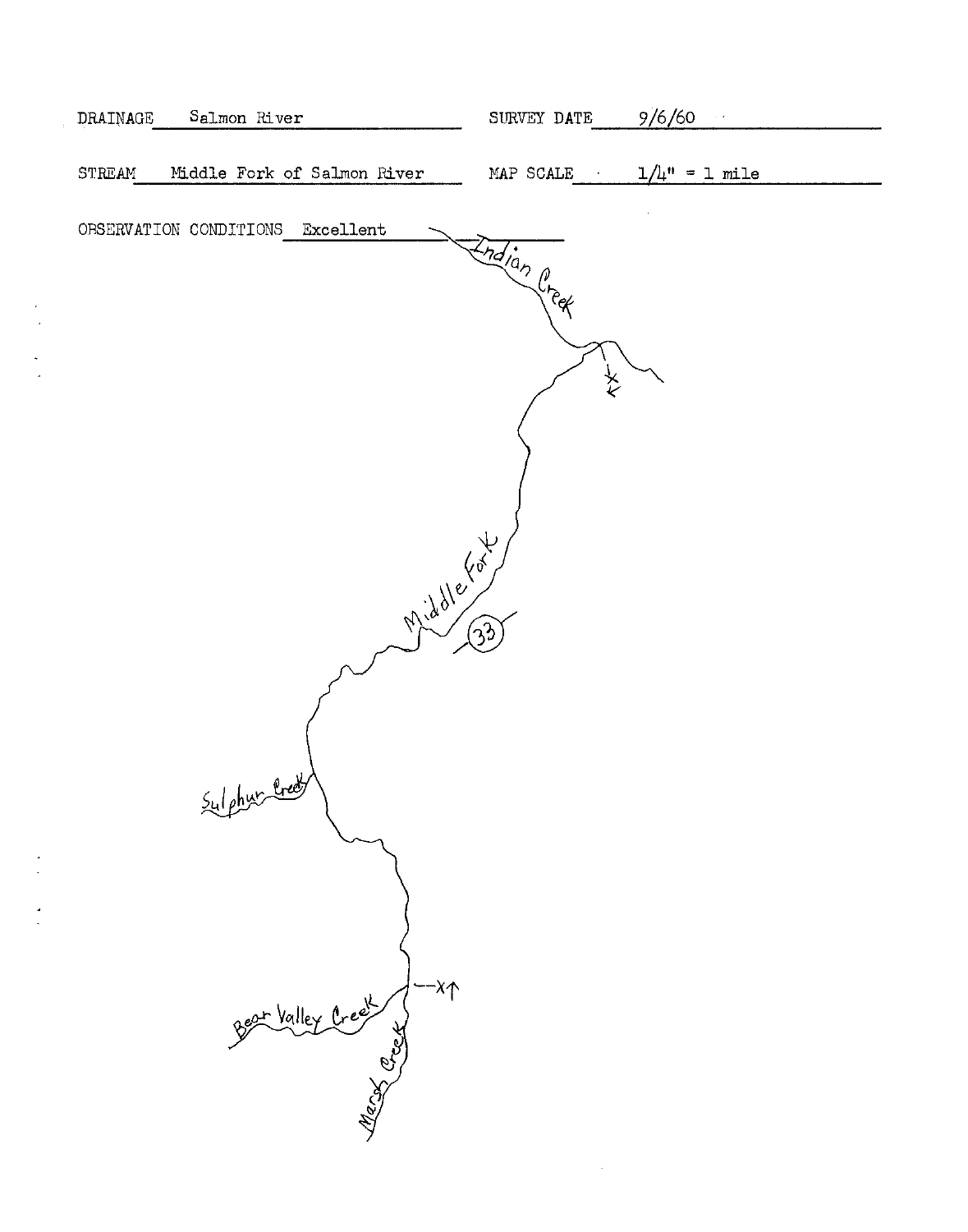DRAINAGE Salmon River

SURVEY DATE 9/6/60

STREAM Middle Fork of Salmon River

MAP SCALE 1/4" = 1 mile

OBSERVATION CONDITIONS Excellent

Indian Creek

Middle Fork

33

Sulphur Creek

Bear Valley Creek

Marsh Creek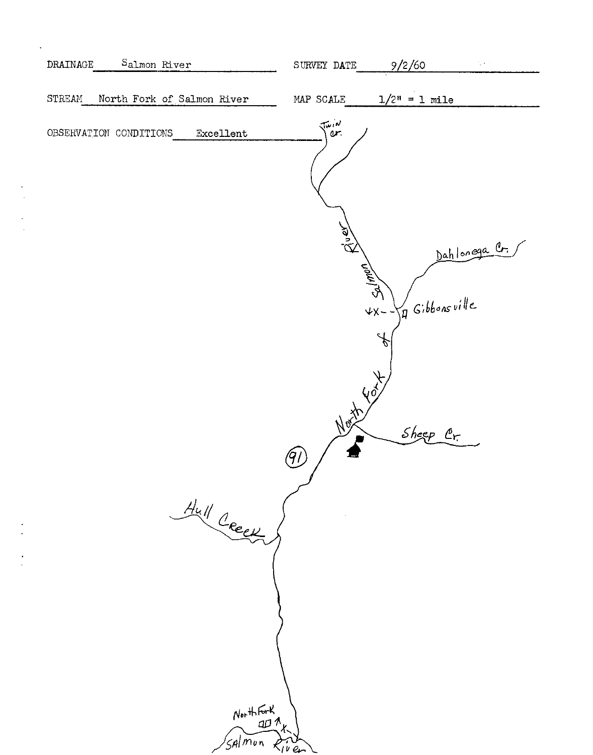DRAINAGE Salmon River

SURVEY DATE 9/2/60

STREAM North Fork of Salmon River

MAP SCALE 1/2" = 1 mile

OBSERVATION CONDITIONS Excellent

Twin Cr.

North Fork of Salmon River

Dahlonega Cr.

Gibbonsville

Sheep Cr.

91

Hull Creek

North Fork

Salmon River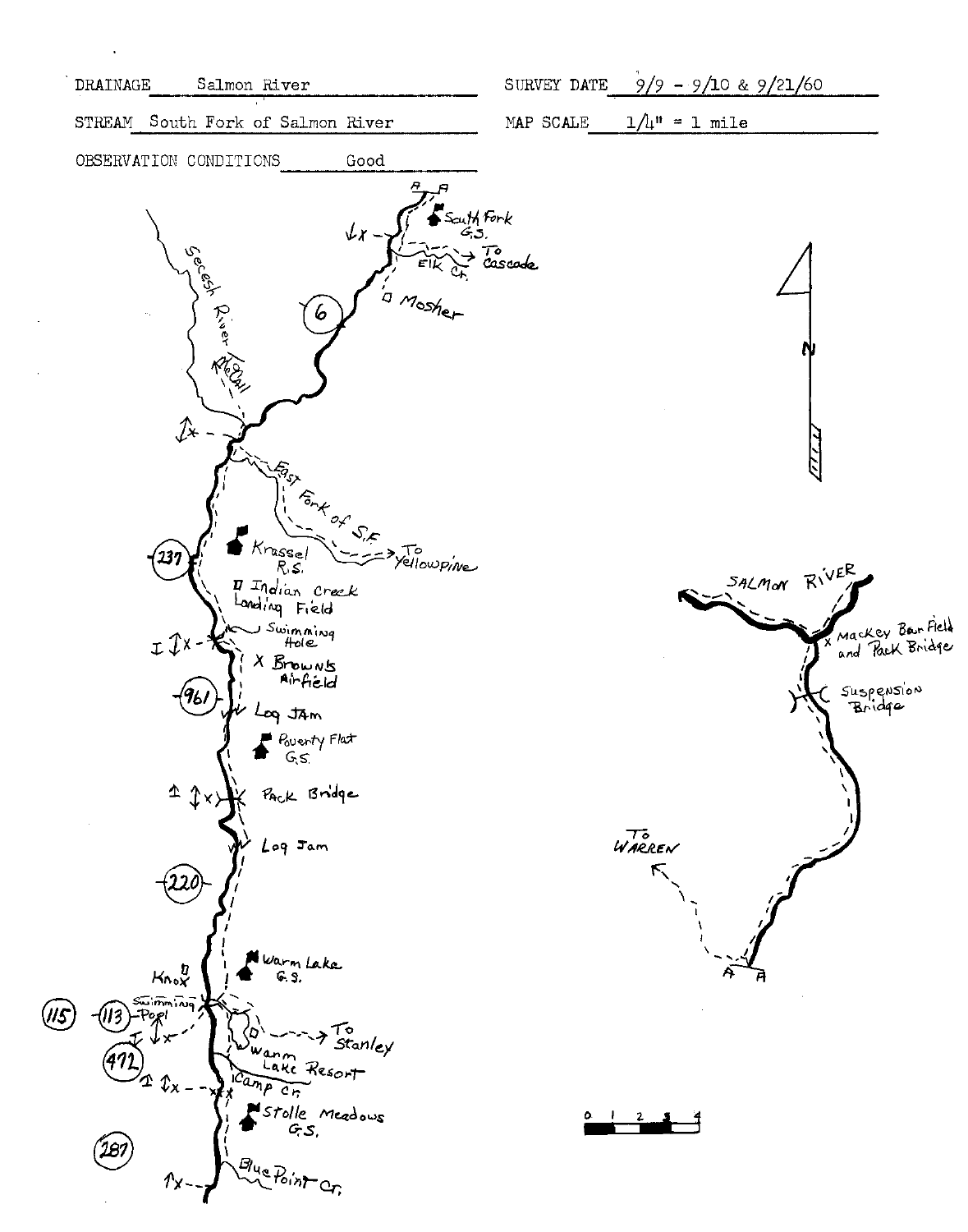DRAINAGE Salmon River

SURVEY DATE 9/9 - 9/10 & 9/21/60

STREAM South Fork of Salmon River

MAP SCALE 1/4" = 1 mile

OBSERVATION CONDITIONS Good

A A

South Fork G.S.

To Cascade

Elk Cr.

Mosher

6

Secesh River

To McCall

East Fork of S.F.

To Yellowpine

237

Krassel R.S.

Indian Creek Landing Field

Swimming Hole

Browns Airfield

961

Log Jam

Poverty Flat G.S.

Pack Bridge

Log Jam

220

Warm Lake G.S.

Knox

Swimming Pool

115

113

472

To Stanley

Warm Lake Resort

Camp Cr.

Stolle Meadows G.S.

287

Blue Point Cr.

N

SALMON RIVER

Mackey Bar Field and Pack Bridge

Suspension Bridge

To WARREN

A A

0 1 2 3 4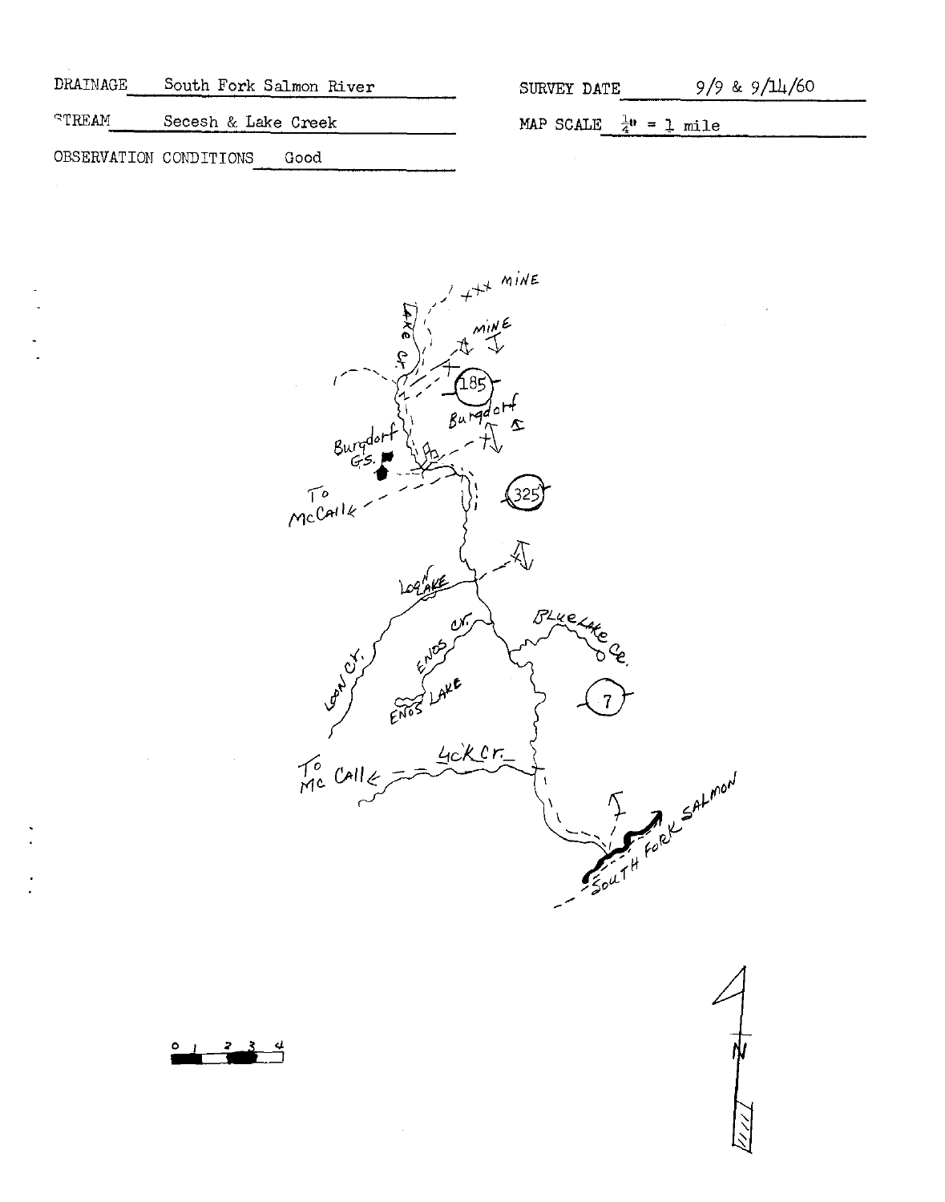DRAINAGE South Fork Salmon River

STREAM Secesh & Lake Creek

OBSERVATION CONDITIONS Good

SURVEY DATE 9/9 & 9/14/60

MAP SCALE ¼" = 1 mile

xxx MINE

MINE

Lake Cr.

185

Burgdorf

Burgdorf G.S.

To McCall

325

Loon Lake

Enos Cr.

Blue Lake Cr.

Loon Cr.

Enos Lake

7

To McCall

Lick Cr.

South Fork Salmon

0 1 2 3 4

N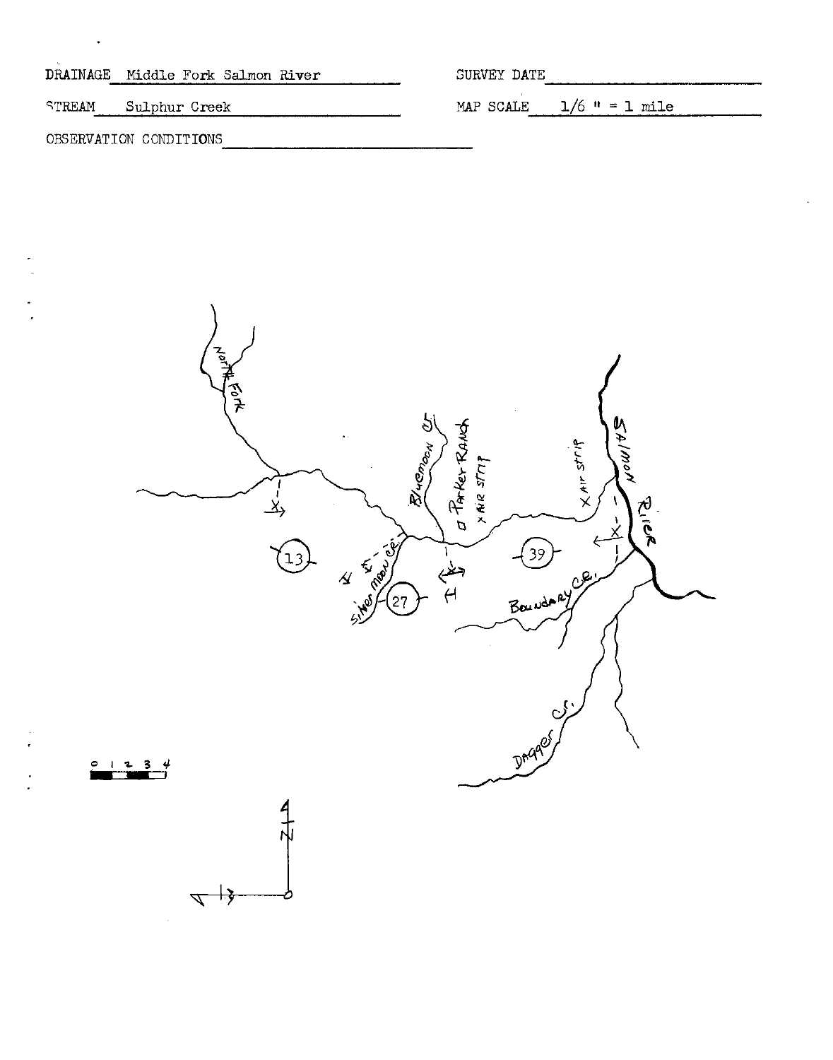DRAINAGE Middle Fork Salmon River

SURVEY DATE

STREAM Sulphur Creek

MAP SCALE 1/6 " = 1 mile

OBSERVATION CONDITIONS

North Fork

Bluemoon Cr.

Parker Ranch

Air Strip

Air Strip

Salmon River

13

Silver Moon Cr.

27

39

Boundary Cr.

Dagger Cr.

0 1 2 3 4

N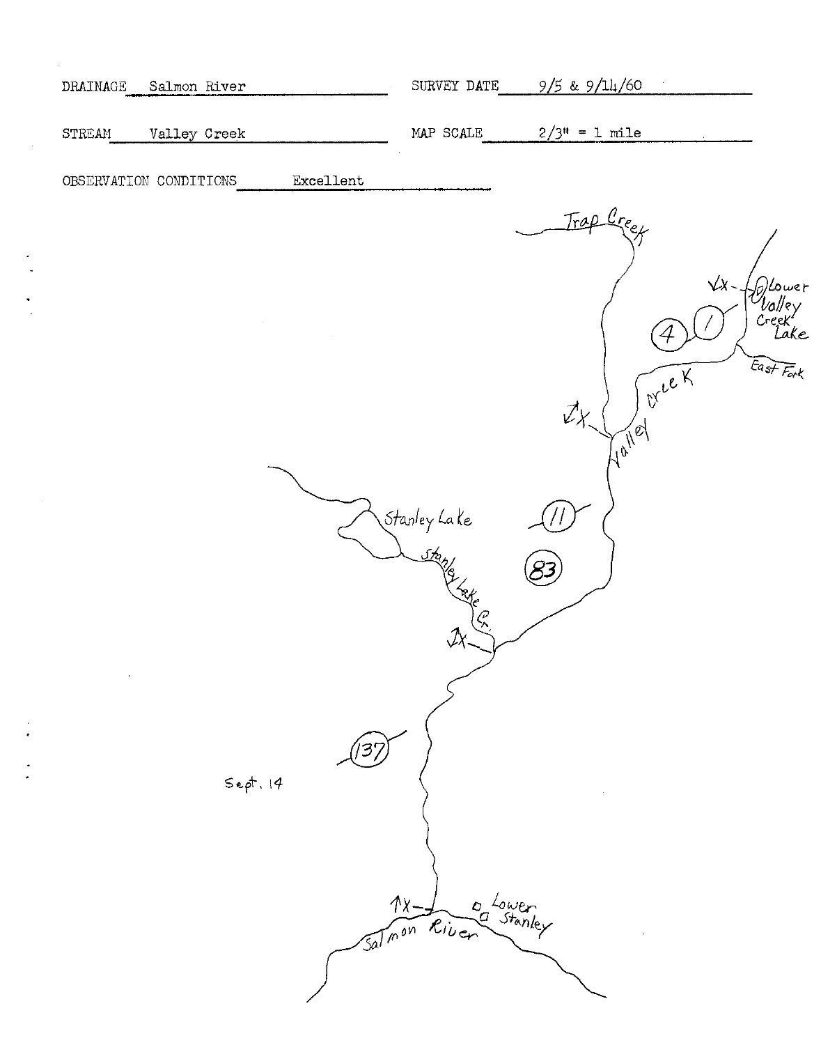DRAINAGE Salmon River

SURVEY DATE 9/5 & 9/14/60

STREAM Valley Creek

MAP SCALE 2/3" = 1 mile

OBSERVATION CONDITIONS Excellent

Trap Creek

Lower Valley Creek Lake

East Fork

Valley Creek

4

1

11

Stanley Lake

Stanley Lake Cr.

83

137

Sept. 14

Lower Stanley

Salmon River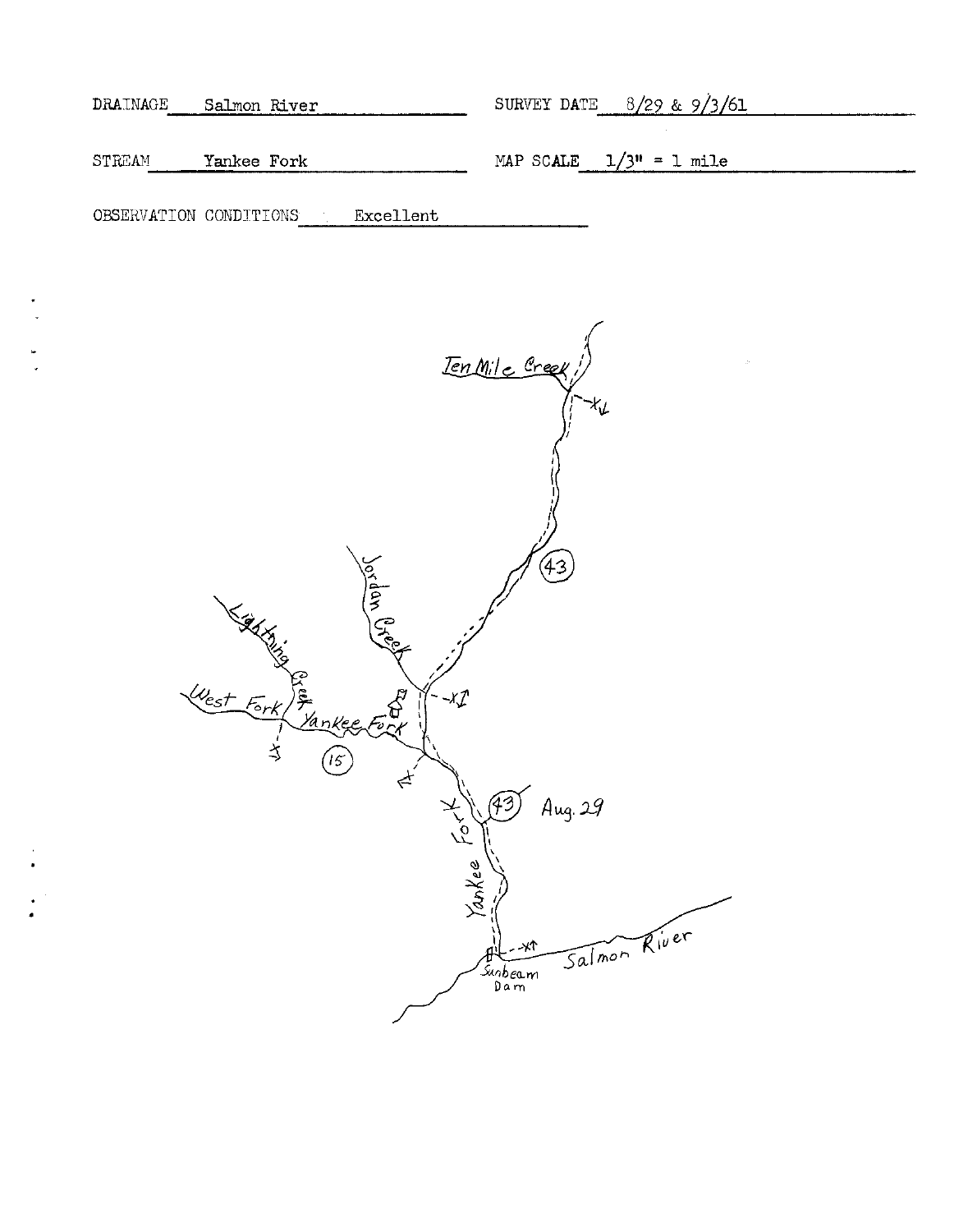DRAINAGE Salmon River

SURVEY DATE 8/29 & 9/3/61

STREAM Yankee Fork

MAP SCALE 1/3" = 1 mile

OBSERVATION CONDITIONS Excellent

Ten Mile Creek

Jordan Creek

Lightning Creek

West Fork

Yankee Fork

(43)

(15)

(43) Aug. 29

Yankee Fork

Salmon River

Sunbeam Dam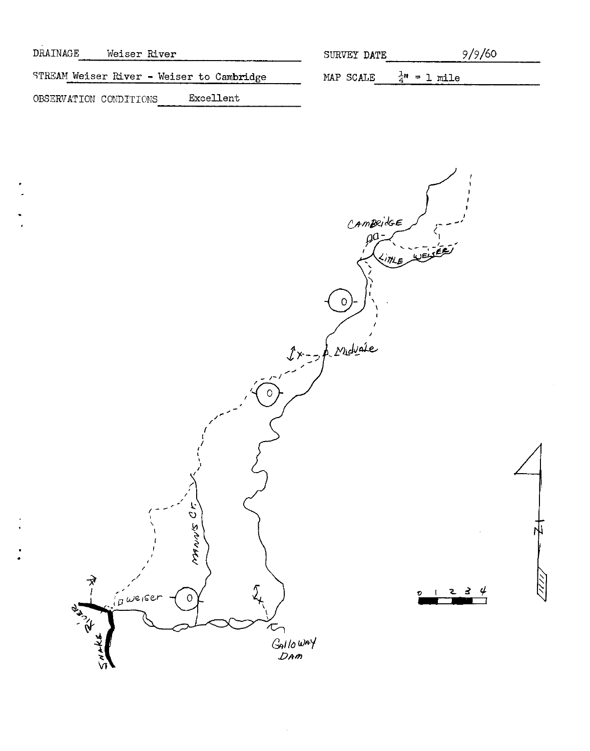DRAINAGE Weiser River

SURVEY DATE 9/9/60

STREAM Weiser River - Weiser to Cambridge

MAP SCALE $\frac{1}{4}$" = 1 mile

OBSERVATION CONDITIONS Excellent

CAMBRIDGE

LITTLE WEISER

MIDVALE

MANNS Cr.

WEISER

SNAKE RIVER

GALLOWAY DAM

0 1 2 3 4

N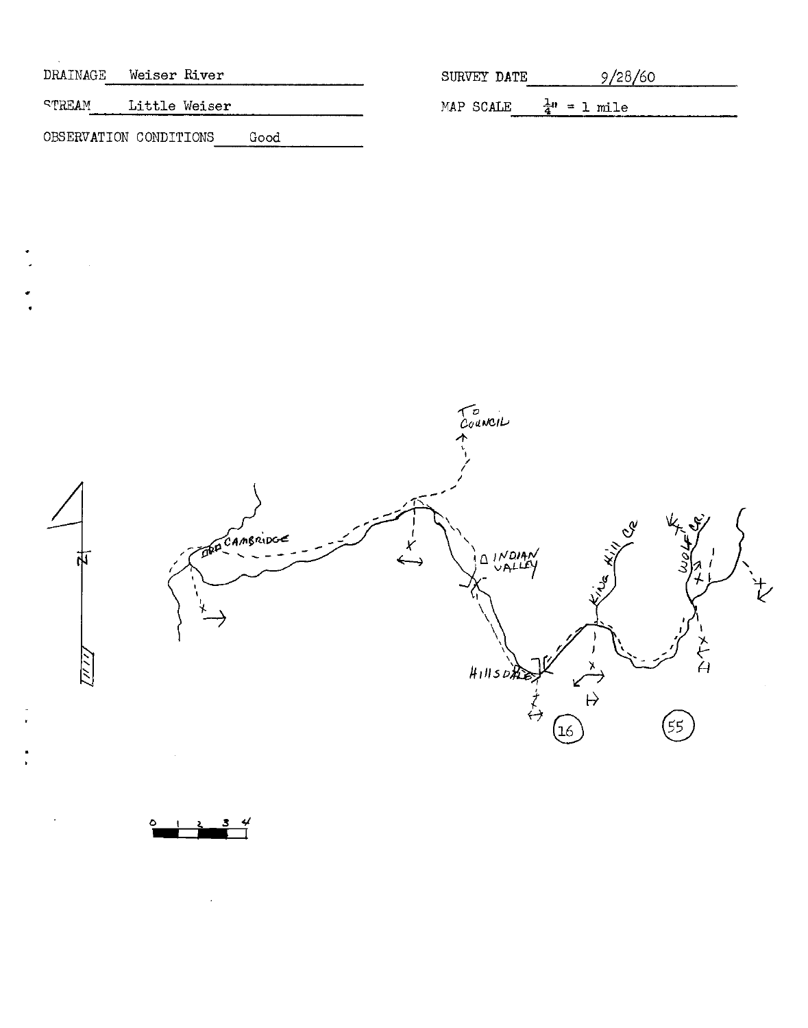DRAINAGE Weiser River

STREAM Little Weiser

OBSERVATION CONDITIONS Good

SURVEY DATE 9/28/60

MAP SCALE $\frac{1}{4}$" = 1 mile

TO COUNCIL

OLD CAMBRIDGE

INDIAN VALLEY

HILLSDALE

KING HILL CR

WOLF CR.

N

16

55

0 1 2 3 4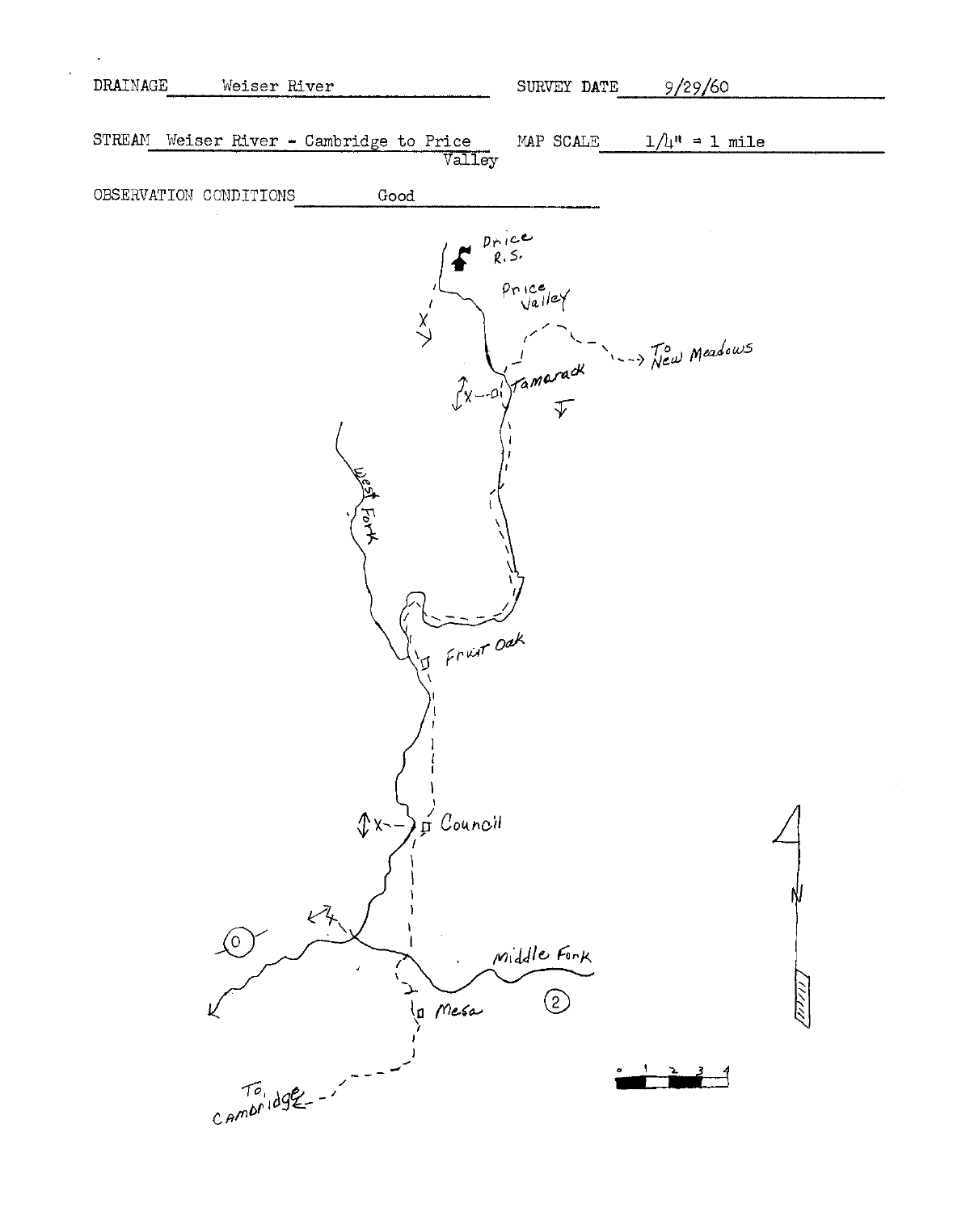DRAINAGE Weiser River SURVEY DATE 9/29/60

STREAM Weiser River - Cambridge to Price Valley MAP SCALE 1/4" = 1 mile

OBSERVATION CONDITIONS Good

Price R.S.

Price Valley

To New Meadows

Tamarack

West Fork

Fruit Oak

Council

Middle Fork

Mesa

To Cambridge

N

0 1 2 3 4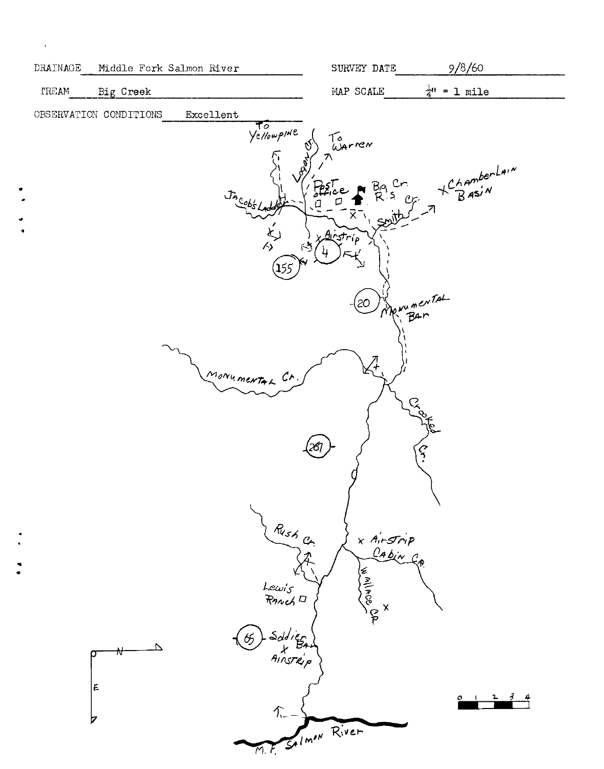DRAINAGE Middle Fork Salmon River

SURVEY DATE 9/8/60

TREAM Big Creek

MAP SCALE $\frac{1}{4}$" = 1 mile

OBSERVATION CONDITIONS Excellent

To Yellowpine

Logan Cr.

To Warren

Post office

Big Cr. R.S.

Chamberlain Basin

Jacob's Ladder

Smith Cr.

Airstrip

4

155

20

Monumental Bar

Monumental Cr.

Crooked Cr.

281

Rush Cr.

Airstrip

Cabin Cr.

Lewis Ranch

Wallace Cr.

65

Soldier Bar

Airstrip

M. F. Salmon River

N

E

0 1 2 3 4